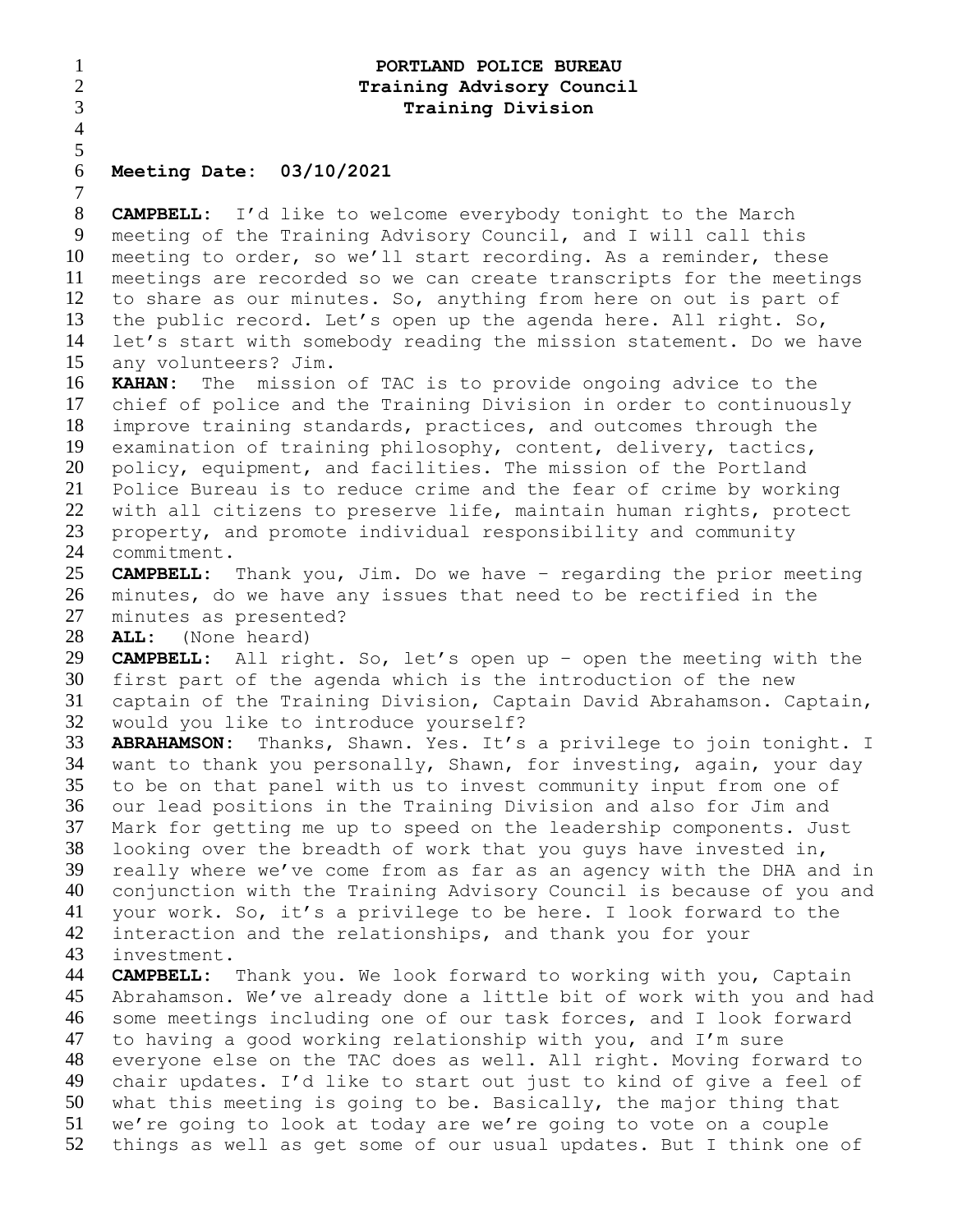**PORTLAND POLICE BUREAU**
**Training Advisory Council**
**Training Division**

**Meeting Date: 03/10/2021**

**CAMPBELL:** I'd like to welcome everybody tonight to the March meeting of the Training Advisory Council, and I will call this meeting to order, so we'll start recording. As a reminder, these meetings are recorded so we can create transcripts for the meetings to share as our minutes. So, anything from here on out is part of the public record. Let's open up the agenda here. All right. So, let's start with somebody reading the mission statement. Do we have any volunteers? Jim.

**KAHAN:** The mission of TAC is to provide ongoing advice to the chief of police and the Training Division in order to continuously improve training standards, practices, and outcomes through the examination of training philosophy, content, delivery, tactics, policy, equipment, and facilities. The mission of the Portland Police Bureau is to reduce crime and the fear of crime by working with all citizens to preserve life, maintain human rights, protect property, and promote individual responsibility and community commitment.

**CAMPBELL:** Thank you, Jim. Do we have – regarding the prior meeting minutes, do we have any issues that need to be rectified in the minutes as presented?

**ALL:** (None heard)

**CAMPBELL:** All right. So, let's open up – open the meeting with the first part of the agenda which is the introduction of the new captain of the Training Division, Captain David Abrahamson. Captain, would you like to introduce yourself?

**ABRAHAMSON:** Thanks, Shawn. Yes. It's a privilege to join tonight. I want to thank you personally, Shawn, for investing, again, your day to be on that panel with us to invest community input from one of our lead positions in the Training Division and also for Jim and Mark for getting me up to speed on the leadership components. Just looking over the breadth of work that you guys have invested in, really where we've come from as far as an agency with the DHA and in conjunction with the Training Advisory Council is because of you and your work. So, it's a privilege to be here. I look forward to the interaction and the relationships, and thank you for your investment.

**CAMPBELL:** Thank you. We look forward to working with you, Captain Abrahamson. We've already done a little bit of work with you and had some meetings including one of our task forces, and I look forward to having a good working relationship with you, and I'm sure everyone else on the TAC does as well. All right. Moving forward to chair updates. I'd like to start out just to kind of give a feel of what this meeting is going to be. Basically, the major thing that we're going to look at today are we're going to vote on a couple things as well as get some of our usual updates. But I think one of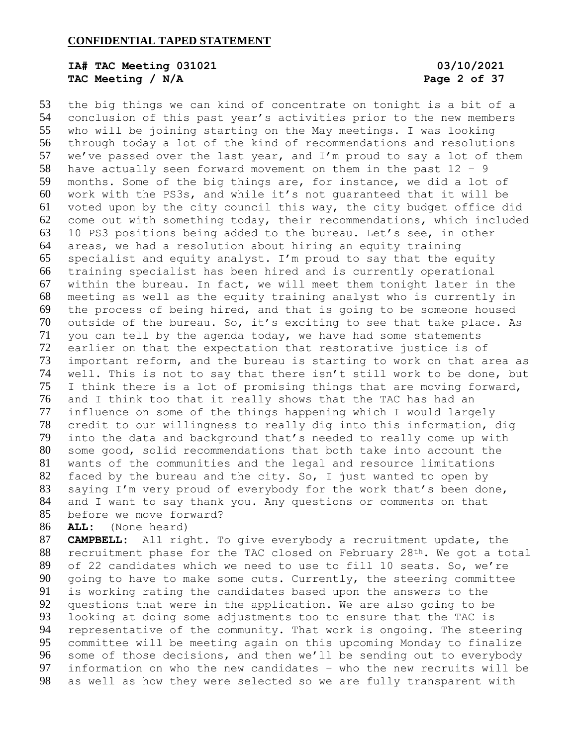the big things we can kind of concentrate on tonight is a bit of a conclusion of this past year's activities prior to the new members who will be joining starting on the May meetings. I was looking through today a lot of the kind of recommendations and resolutions we've passed over the last year, and I'm proud to say a lot of them have actually seen forward movement on them in the past 12 – 9 months. Some of the big things are, for instance, we did a lot of work with the PS3s, and while it's not guaranteed that it will be voted upon by the city council this way, the city budget office did come out with something today, their recommendations, which included 10 PS3 positions being added to the bureau. Let's see, in other areas, we had a resolution about hiring an equity training specialist and equity analyst. I'm proud to say that the equity training specialist has been hired and is currently operational within the bureau. In fact, we will meet them tonight later in the meeting as well as the equity training analyst who is currently in the process of being hired, and that is going to be someone housed outside of the bureau. So, it's exciting to see that take place. As you can tell by the agenda today, we have had some statements earlier on that the expectation that restorative justice is of important reform, and the bureau is starting to work on that area as well. This is not to say that there isn't still work to be done, but I think there is a lot of promising things that are moving forward, and I think too that it really shows that the TAC has had an influence on some of the things happening which I would largely credit to our willingness to really dig into this information, dig into the data and background that's needed to really come up with some good, solid recommendations that both take into account the wants of the communities and the legal and resource limitations faced by the bureau and the city. So, I just wanted to open by saying I'm very proud of everybody for the work that's been done, and I want to say thank you. Any questions or comments on that before we move forward?

**ALL:** (None heard)

**CAMPBELL:** All right. To give everybody a recruitment update, the recruitment phase for the TAC closed on February 28th. We got a total of 22 candidates which we need to use to fill 10 seats. So, we're going to have to make some cuts. Currently, the steering committee is working rating the candidates based upon the answers to the questions that were in the application. We are also going to be looking at doing some adjustments too to ensure that the TAC is representative of the community. That work is ongoing. The steering committee will be meeting again on this upcoming Monday to finalize some of those decisions, and then we'll be sending out to everybody information on who the new candidates – who the new recruits will be as well as how they were selected so we are fully transparent with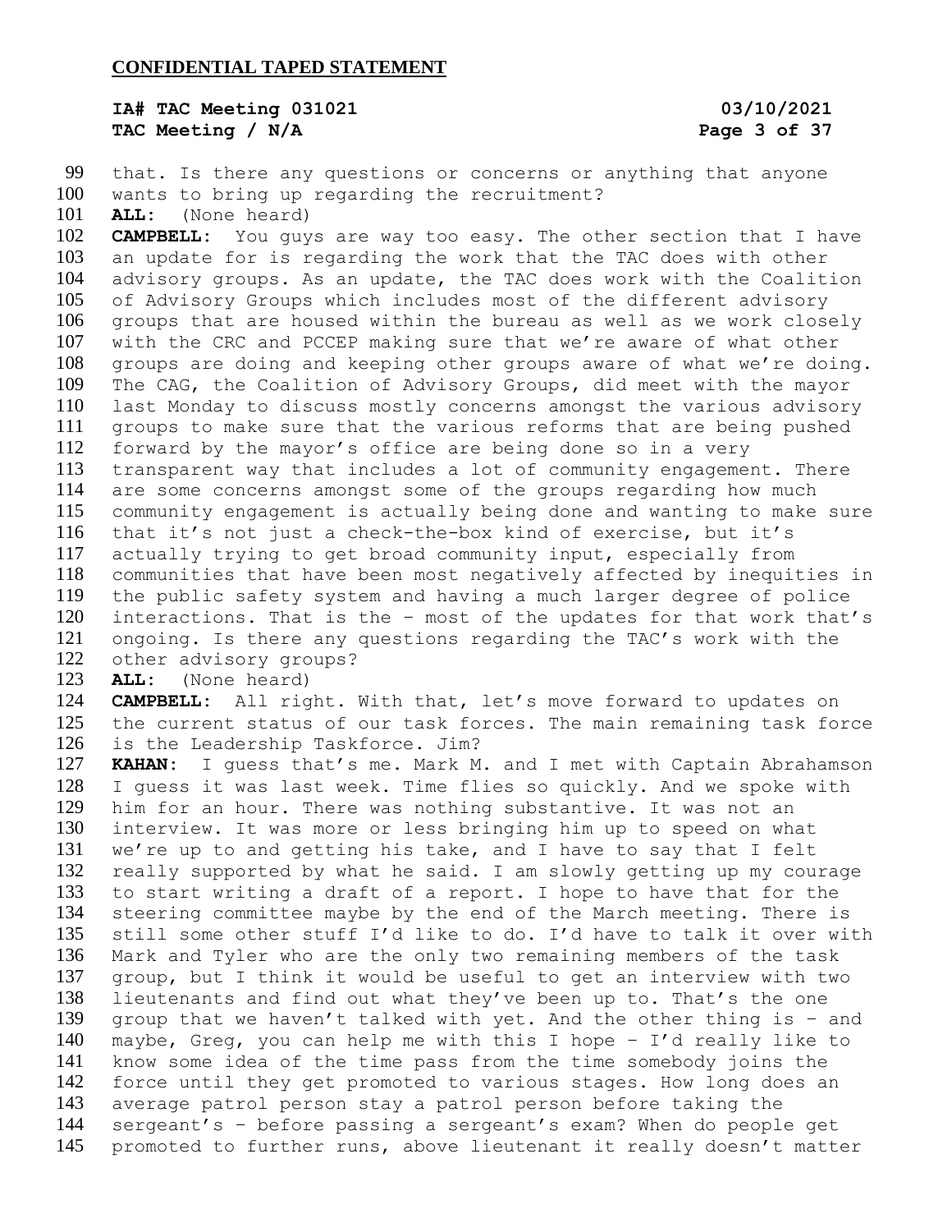that. Is there any questions or concerns or anything that anyone wants to bring up regarding the recruitment?

**ALL:** (None heard)

**CAMPBELL:** You guys are way too easy. The other section that I have an update for is regarding the work that the TAC does with other advisory groups. As an update, the TAC does work with the Coalition of Advisory Groups which includes most of the different advisory groups that are housed within the bureau as well as we work closely with the CRC and PCCEP making sure that we're aware of what other groups are doing and keeping other groups aware of what we're doing. The CAG, the Coalition of Advisory Groups, did meet with the mayor last Monday to discuss mostly concerns amongst the various advisory groups to make sure that the various reforms that are being pushed forward by the mayor's office are being done so in a very transparent way that includes a lot of community engagement. There are some concerns amongst some of the groups regarding how much community engagement is actually being done and wanting to make sure that it's not just a check-the-box kind of exercise, but it's actually trying to get broad community input, especially from communities that have been most negatively affected by inequities in the public safety system and having a much larger degree of police interactions. That is the – most of the updates for that work that's ongoing. Is there any questions regarding the TAC's work with the other advisory groups?

**ALL:** (None heard)

**CAMPBELL:** All right. With that, let's move forward to updates on the current status of our task forces. The main remaining task force is the Leadership Taskforce. Jim?

**KAHAN:** I guess that's me. Mark M. and I met with Captain Abrahamson I guess it was last week. Time flies so quickly. And we spoke with him for an hour. There was nothing substantive. It was not an interview. It was more or less bringing him up to speed on what we're up to and getting his take, and I have to say that I felt really supported by what he said. I am slowly getting up my courage to start writing a draft of a report. I hope to have that for the steering committee maybe by the end of the March meeting. There is still some other stuff I'd like to do. I'd have to talk it over with Mark and Tyler who are the only two remaining members of the task group, but I think it would be useful to get an interview with two lieutenants and find out what they've been up to. That's the one group that we haven't talked with yet. And the other thing is – and maybe, Greg, you can help me with this I hope – I'd really like to know some idea of the time pass from the time somebody joins the force until they get promoted to various stages. How long does an average patrol person stay a patrol person before taking the sergeant's – before passing a sergeant's exam? When do people get promoted to further runs, above lieutenant it really doesn't matter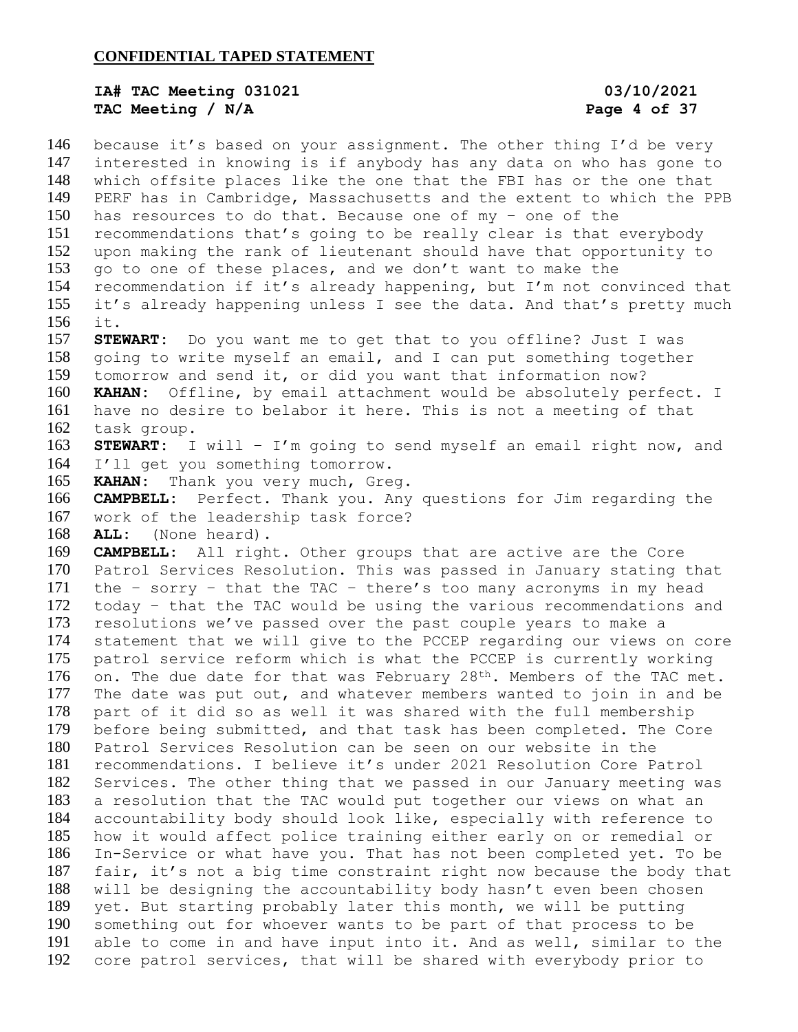because it's based on your assignment. The other thing I'd be very interested in knowing is if anybody has any data on who has gone to which offsite places like the one that the FBI has or the one that PERF has in Cambridge, Massachusetts and the extent to which the PPB has resources to do that. Because one of my – one of the recommendations that's going to be really clear is that everybody upon making the rank of lieutenant should have that opportunity to go to one of these places, and we don't want to make the recommendation if it's already happening, but I'm not convinced that it's already happening unless I see the data. And that's pretty much it.

**STEWART:** Do you want me to get that to you offline? Just I was going to write myself an email, and I can put something together tomorrow and send it, or did you want that information now?

**KAHAN:** Offline, by email attachment would be absolutely perfect. I have no desire to belabor it here. This is not a meeting of that task group.

**STEWART:** I will – I'm going to send myself an email right now, and I'll get you something tomorrow.

**KAHAN:** Thank you very much, Greg.

**CAMPBELL:** Perfect. Thank you. Any questions for Jim regarding the work of the leadership task force?

**ALL:** (None heard).

**CAMPBELL:** All right. Other groups that are active are the Core Patrol Services Resolution. This was passed in January stating that the – sorry – that the TAC – there's too many acronyms in my head today – that the TAC would be using the various recommendations and resolutions we've passed over the past couple years to make a statement that we will give to the PCCEP regarding our views on core patrol service reform which is what the PCCEP is currently working on. The due date for that was February 28th. Members of the TAC met. The date was put out, and whatever members wanted to join in and be part of it did so as well it was shared with the full membership before being submitted, and that task has been completed. The Core Patrol Services Resolution can be seen on our website in the recommendations. I believe it's under 2021 Resolution Core Patrol Services. The other thing that we passed in our January meeting was a resolution that the TAC would put together our views on what an accountability body should look like, especially with reference to how it would affect police training either early on or remedial or In-Service or what have you. That has not been completed yet. To be fair, it's not a big time constraint right now because the body that will be designing the accountability body hasn't even been chosen yet. But starting probably later this month, we will be putting something out for whoever wants to be part of that process to be able to come in and have input into it. And as well, similar to the core patrol services, that will be shared with everybody prior to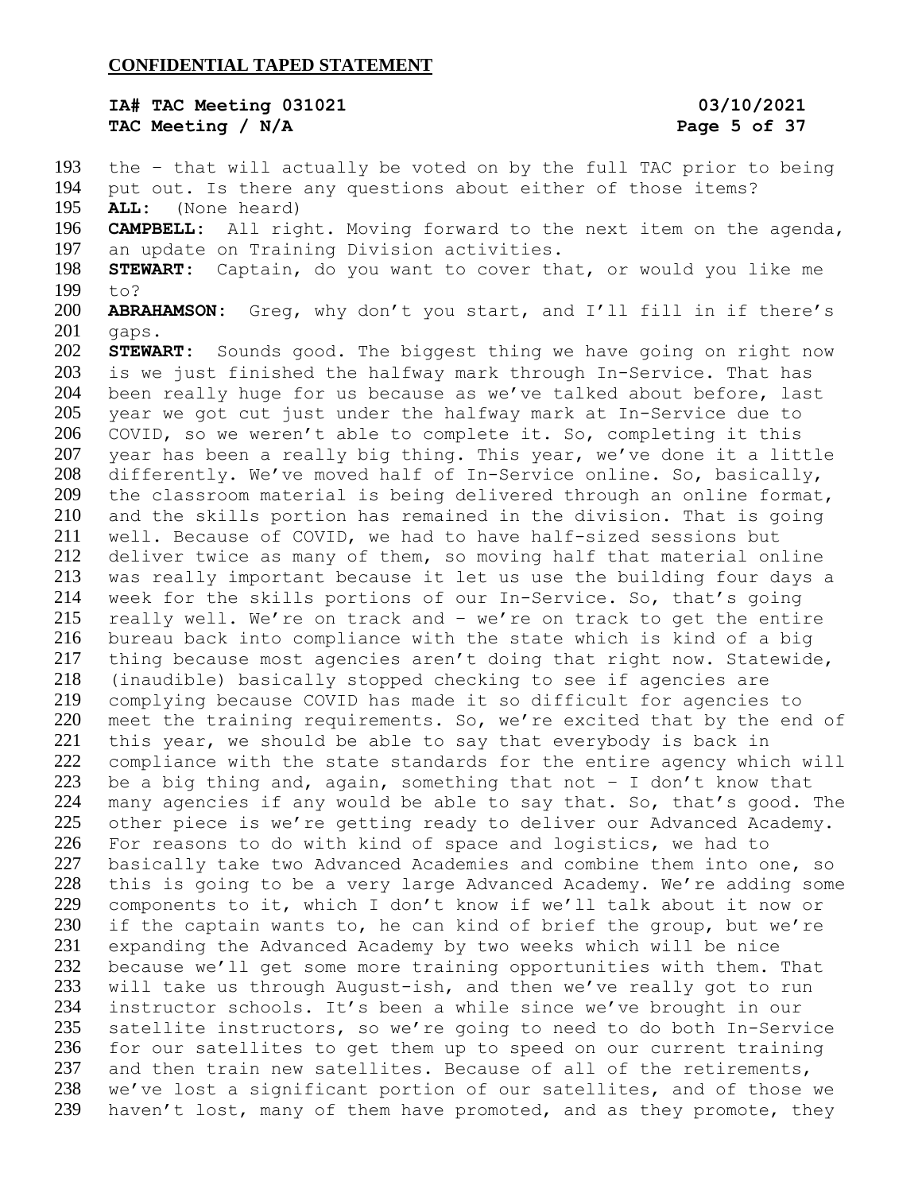the – that will actually be voted on by the full TAC prior to being put out. Is there any questions about either of those items?

**ALL:** (None heard)

**CAMPBELL:** All right. Moving forward to the next item on the agenda, an update on Training Division activities.

**STEWART:** Captain, do you want to cover that, or would you like me to?

**ABRAHAMSON:** Greg, why don't you start, and I'll fill in if there's gaps.

**STEWART:** Sounds good. The biggest thing we have going on right now is we just finished the halfway mark through In-Service. That has been really huge for us because as we've talked about before, last year we got cut just under the halfway mark at In-Service due to COVID, so we weren't able to complete it. So, completing it this year has been a really big thing. This year, we've done it a little differently. We've moved half of In-Service online. So, basically, the classroom material is being delivered through an online format, and the skills portion has remained in the division. That is going well. Because of COVID, we had to have half-sized sessions but deliver twice as many of them, so moving half that material online was really important because it let us use the building four days a week for the skills portions of our In-Service. So, that's going really well. We're on track and – we're on track to get the entire bureau back into compliance with the state which is kind of a big thing because most agencies aren't doing that right now. Statewide, (inaudible) basically stopped checking to see if agencies are complying because COVID has made it so difficult for agencies to meet the training requirements. So, we're excited that by the end of this year, we should be able to say that everybody is back in compliance with the state standards for the entire agency which will be a big thing and, again, something that not – I don't know that many agencies if any would be able to say that. So, that's good. The other piece is we're getting ready to deliver our Advanced Academy. For reasons to do with kind of space and logistics, we had to basically take two Advanced Academies and combine them into one, so this is going to be a very large Advanced Academy. We're adding some components to it, which I don't know if we'll talk about it now or if the captain wants to, he can kind of brief the group, but we're expanding the Advanced Academy by two weeks which will be nice because we'll get some more training opportunities with them. That will take us through August-ish, and then we've really got to run instructor schools. It's been a while since we've brought in our satellite instructors, so we're going to need to do both In-Service for our satellites to get them up to speed on our current training and then train new satellites. Because of all of the retirements, we've lost a significant portion of our satellites, and of those we haven't lost, many of them have promoted, and as they promote, they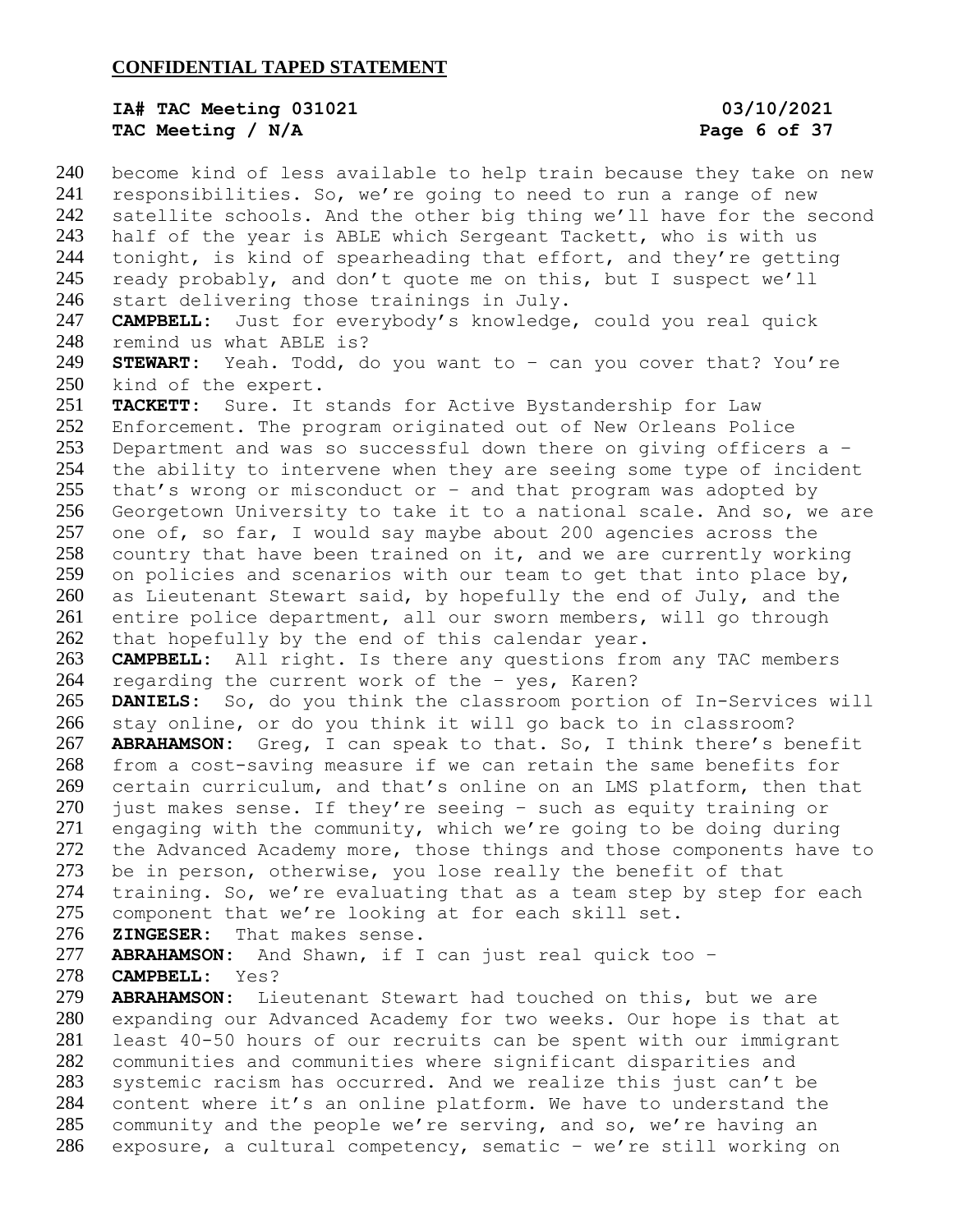become kind of less available to help train because they take on new responsibilities. So, we're going to need to run a range of new satellite schools. And the other big thing we'll have for the second half of the year is ABLE which Sergeant Tackett, who is with us tonight, is kind of spearheading that effort, and they're getting ready probably, and don't quote me on this, but I suspect we'll start delivering those trainings in July.

**CAMPBELL:** Just for everybody's knowledge, could you real quick remind us what ABLE is?

**STEWART:** Yeah. Todd, do you want to – can you cover that? You're kind of the expert.

**TACKETT:** Sure. It stands for Active Bystandership for Law Enforcement. The program originated out of New Orleans Police Department and was so successful down there on giving officers a – the ability to intervene when they are seeing some type of incident that's wrong or misconduct or – and that program was adopted by Georgetown University to take it to a national scale. And so, we are one of, so far, I would say maybe about 200 agencies across the country that have been trained on it, and we are currently working on policies and scenarios with our team to get that into place by, as Lieutenant Stewart said, by hopefully the end of July, and the entire police department, all our sworn members, will go through that hopefully by the end of this calendar year.

**CAMPBELL:** All right. Is there any questions from any TAC members regarding the current work of the – yes, Karen?

**DANIELS:** So, do you think the classroom portion of In-Services will stay online, or do you think it will go back to in classroom?

**ABRAHAMSON:** Greg, I can speak to that. So, I think there's benefit from a cost-saving measure if we can retain the same benefits for certain curriculum, and that's online on an LMS platform, then that just makes sense. If they're seeing – such as equity training or engaging with the community, which we're going to be doing during the Advanced Academy more, those things and those components have to be in person, otherwise, you lose really the benefit of that training. So, we're evaluating that as a team step by step for each component that we're looking at for each skill set.

**ZINGESER:** That makes sense.

**ABRAHAMSON:** And Shawn, if I can just real quick too –

**CAMPBELL:** Yes?

**ABRAHAMSON:** Lieutenant Stewart had touched on this, but we are expanding our Advanced Academy for two weeks. Our hope is that at least 40-50 hours of our recruits can be spent with our immigrant communities and communities where significant disparities and systemic racism has occurred. And we realize this just can't be content where it's an online platform. We have to understand the community and the people we're serving, and so, we're having an exposure, a cultural competency, sematic – we're still working on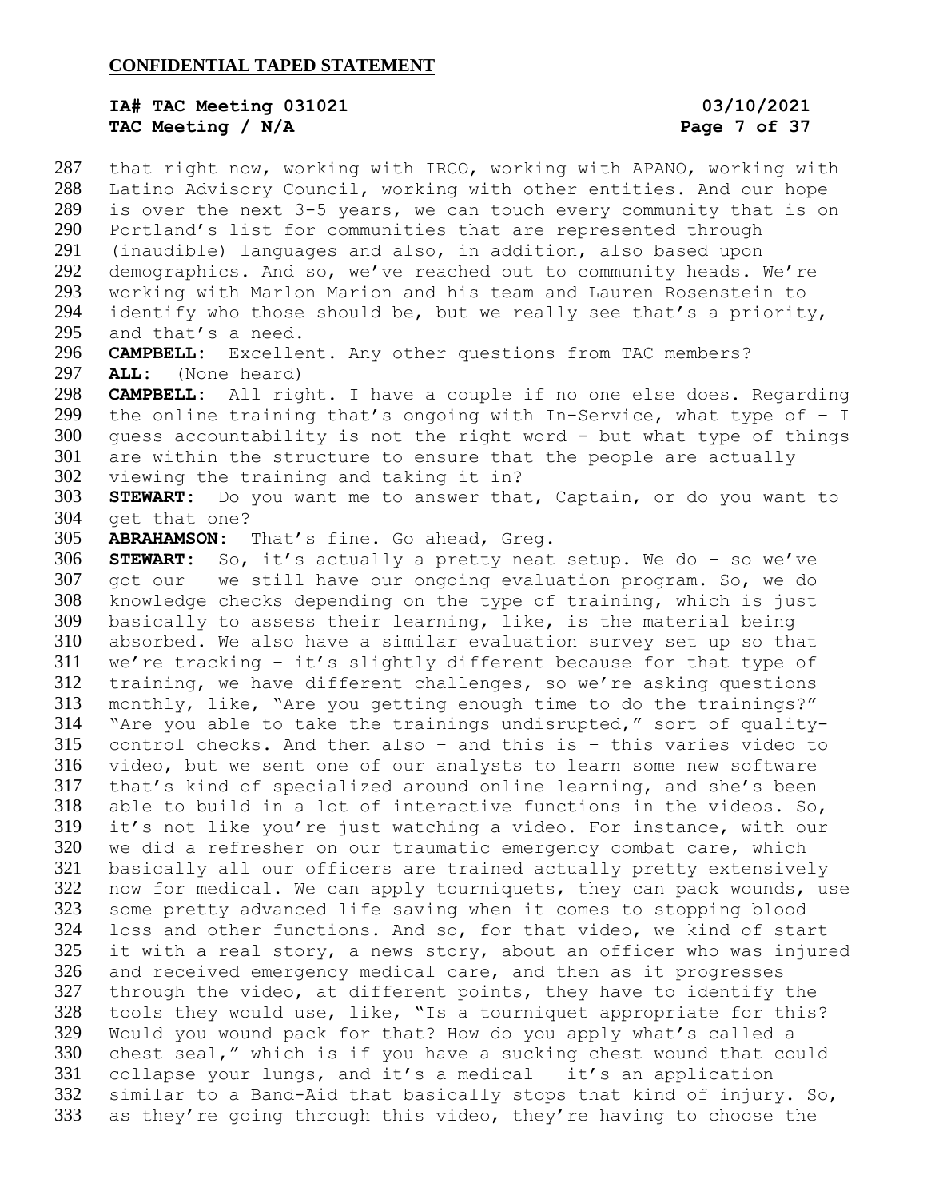that right now, working with IRCO, working with APANO, working with Latino Advisory Council, working with other entities. And our hope is over the next 3-5 years, we can touch every community that is on Portland's list for communities that are represented through (inaudible) languages and also, in addition, also based upon demographics. And so, we've reached out to community heads. We're working with Marlon Marion and his team and Lauren Rosenstein to identify who those should be, but we really see that's a priority, and that's a need.

**CAMPBELL:** Excellent. Any other questions from TAC members?

**ALL:** (None heard)

**CAMPBELL:** All right. I have a couple if no one else does. Regarding the online training that's ongoing with In-Service, what type of - I guess accountability is not the right word - but what type of things are within the structure to ensure that the people are actually viewing the training and taking it in?

**STEWART:** Do you want me to answer that, Captain, or do you want to get that one?

**ABRAHAMSON:** That's fine. Go ahead, Greg.

**STEWART:** So, it's actually a pretty neat setup. We do - so we've got our - we still have our ongoing evaluation program. So, we do knowledge checks depending on the type of training, which is just basically to assess their learning, like, is the material being absorbed. We also have a similar evaluation survey set up so that we're tracking - it's slightly different because for that type of training, we have different challenges, so we're asking questions monthly, like, "Are you getting enough time to do the trainings?" "Are you able to take the trainings undisrupted," sort of quality-control checks. And then also - and this is - this varies video to video, but we sent one of our analysts to learn some new software that's kind of specialized around online learning, and she's been able to build in a lot of interactive functions in the videos. So, it's not like you're just watching a video. For instance, with our - we did a refresher on our traumatic emergency combat care, which basically all our officers are trained actually pretty extensively now for medical. We can apply tourniquets, they can pack wounds, use some pretty advanced life saving when it comes to stopping blood loss and other functions. And so, for that video, we kind of start it with a real story, a news story, about an officer who was injured and received emergency medical care, and then as it progresses through the video, at different points, they have to identify the tools they would use, like, "Is a tourniquet appropriate for this? Would you wound pack for that? How do you apply what's called a chest seal," which is if you have a sucking chest wound that could collapse your lungs, and it's a medical - it's an application similar to a Band-Aid that basically stops that kind of injury. So, as they're going through this video, they're having to choose the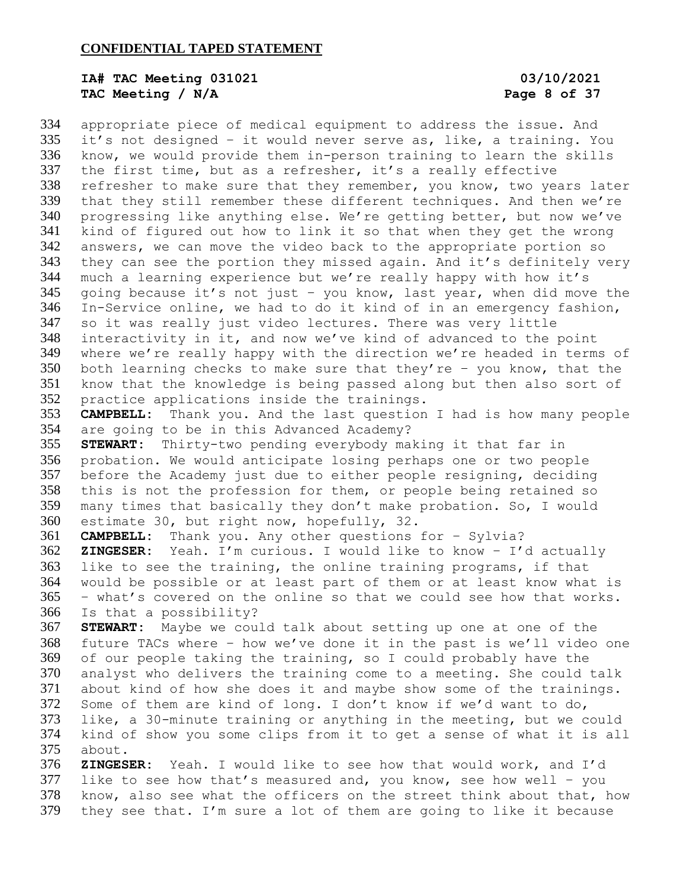appropriate piece of medical equipment to address the issue. And it's not designed – it would never serve as, like, a training. You know, we would provide them in-person training to learn the skills the first time, but as a refresher, it's a really effective refresher to make sure that they remember, you know, two years later that they still remember these different techniques. And then we're progressing like anything else. We're getting better, but now we've kind of figured out how to link it so that when they get the wrong answers, we can move the video back to the appropriate portion so they can see the portion they missed again. And it's definitely very much a learning experience but we're really happy with how it's going because it's not just – you know, last year, when did move the In-Service online, we had to do it kind of in an emergency fashion, so it was really just video lectures. There was very little interactivity in it, and now we've kind of advanced to the point where we're really happy with the direction we're headed in terms of both learning checks to make sure that they're – you know, that the know that the knowledge is being passed along but then also sort of practice applications inside the trainings.

**CAMPBELL:** Thank you. And the last question I had is how many people are going to be in this Advanced Academy?

**STEWART:** Thirty-two pending everybody making it that far in probation. We would anticipate losing perhaps one or two people before the Academy just due to either people resigning, deciding this is not the profession for them, or people being retained so many times that basically they don't make probation. So, I would estimate 30, but right now, hopefully, 32.

**CAMPBELL:** Thank you. Any other questions for – Sylvia?

**ZINGESER:** Yeah. I'm curious. I would like to know – I'd actually like to see the training, the online training programs, if that would be possible or at least part of them or at least know what is – what's covered on the online so that we could see how that works. Is that a possibility?

**STEWART:** Maybe we could talk about setting up one at one of the future TACs where – how we've done it in the past is we'll video one of our people taking the training, so I could probably have the analyst who delivers the training come to a meeting. She could talk about kind of how she does it and maybe show some of the trainings. Some of them are kind of long. I don't know if we'd want to do, like, a 30-minute training or anything in the meeting, but we could kind of show you some clips from it to get a sense of what it is all about.

**ZINGESER:** Yeah. I would like to see how that would work, and I'd like to see how that's measured and, you know, see how well – you know, also see what the officers on the street think about that, how they see that. I'm sure a lot of them are going to like it because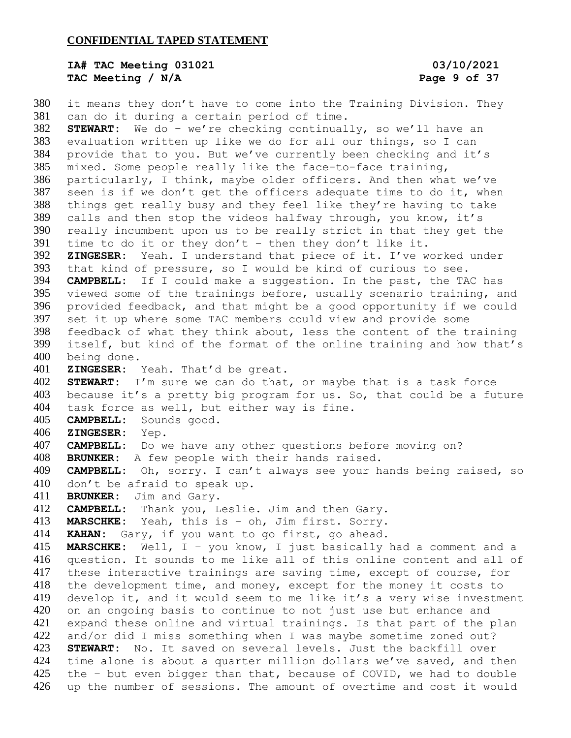it means they don't have to come into the Training Division. They can do it during a certain period of time.

**STEWART:** We do – we're checking continually, so we'll have an evaluation written up like we do for all our things, so I can provide that to you. But we've currently been checking and it's mixed. Some people really like the face-to-face training, particularly, I think, maybe older officers. And then what we've seen is if we don't get the officers adequate time to do it, when things get really busy and they feel like they're having to take calls and then stop the videos halfway through, you know, it's really incumbent upon us to be really strict in that they get the time to do it or they don't – then they don't like it.

**ZINGESER:** Yeah. I understand that piece of it. I've worked under that kind of pressure, so I would be kind of curious to see.

**CAMPBELL:** If I could make a suggestion. In the past, the TAC has viewed some of the trainings before, usually scenario training, and provided feedback, and that might be a good opportunity if we could set it up where some TAC members could view and provide some feedback of what they think about, less the content of the training itself, but kind of the format of the online training and how that's being done.

**ZINGESER:** Yeah. That'd be great.

**STEWART:** I'm sure we can do that, or maybe that is a task force because it's a pretty big program for us. So, that could be a future task force as well, but either way is fine.

**CAMPBELL:** Sounds good.

**ZINGESER:** Yep.

**CAMPBELL:** Do we have any other questions before moving on?

**BRUNKER:** A few people with their hands raised.

**CAMPBELL:** Oh, sorry. I can't always see your hands being raised, so don't be afraid to speak up.

**BRUNKER:** Jim and Gary.

**CAMPBELL:** Thank you, Leslie. Jim and then Gary.

**MARSCHKE:** Yeah, this is – oh, Jim first. Sorry.

**KAHAN:** Gary, if you want to go first, go ahead.

**MARSCHKE:** Well, I – you know, I just basically had a comment and a question. It sounds to me like all of this online content and all of these interactive trainings are saving time, except of course, for the development time, and money, except for the money it costs to develop it, and it would seem to me like it's a very wise investment on an ongoing basis to continue to not just use but enhance and expand these online and virtual trainings. Is that part of the plan and/or did I miss something when I was maybe sometime zoned out?

**STEWART:** No. It saved on several levels. Just the backfill over time alone is about a quarter million dollars we've saved, and then the – but even bigger than that, because of COVID, we had to double up the number of sessions. The amount of overtime and cost it would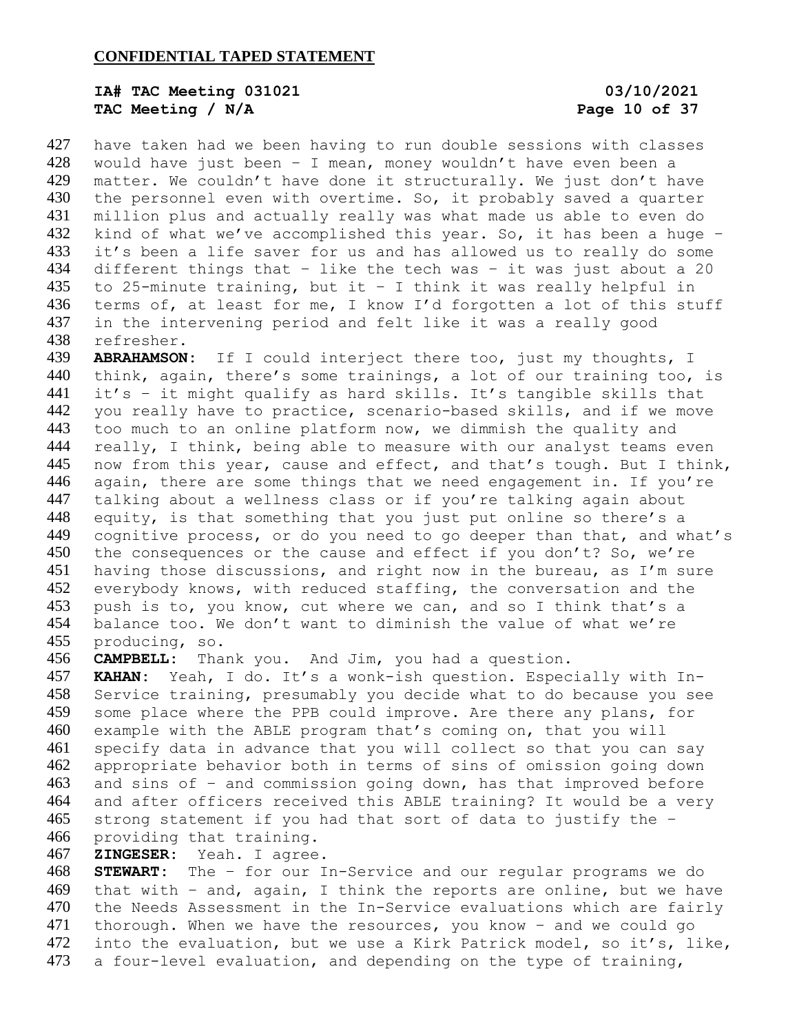have taken had we been having to run double sessions with classes would have just been – I mean, money wouldn't have even been a matter. We couldn't have done it structurally. We just don't have the personnel even with overtime. So, it probably saved a quarter million plus and actually really was what made us able to even do kind of what we've accomplished this year. So, it has been a huge – it's been a life saver for us and has allowed us to really do some different things that – like the tech was – it was just about a 20 to 25-minute training, but it – I think it was really helpful in terms of, at least for me, I know I'd forgotten a lot of this stuff in the intervening period and felt like it was a really good refresher.

**ABRAHAMSON:** If I could interject there too, just my thoughts, I think, again, there's some trainings, a lot of our training too, is it's – it might qualify as hard skills. It's tangible skills that you really have to practice, scenario-based skills, and if we move too much to an online platform now, we dimmish the quality and really, I think, being able to measure with our analyst teams even now from this year, cause and effect, and that's tough. But I think, again, there are some things that we need engagement in. If you're talking about a wellness class or if you're talking again about equity, is that something that you just put online so there's a cognitive process, or do you need to go deeper than that, and what's the consequences or the cause and effect if you don't? So, we're having those discussions, and right now in the bureau, as I'm sure everybody knows, with reduced staffing, the conversation and the push is to, you know, cut where we can, and so I think that's a balance too. We don't want to diminish the value of what we're producing, so.

**CAMPBELL:** Thank you. And Jim, you had a question.

**KAHAN:** Yeah, I do. It's a wonk-ish question. Especially with In-Service training, presumably you decide what to do because you see some place where the PPB could improve. Are there any plans, for example with the ABLE program that's coming on, that you will specify data in advance that you will collect so that you can say appropriate behavior both in terms of sins of omission going down and sins of – and commission going down, has that improved before and after officers received this ABLE training? It would be a very strong statement if you had that sort of data to justify the – providing that training.

**ZINGESER:** Yeah. I agree.

**STEWART:** The – for our In-Service and our regular programs we do that with – and, again, I think the reports are online, but we have the Needs Assessment in the In-Service evaluations which are fairly thorough. When we have the resources, you know – and we could go into the evaluation, but we use a Kirk Patrick model, so it's, like, a four-level evaluation, and depending on the type of training,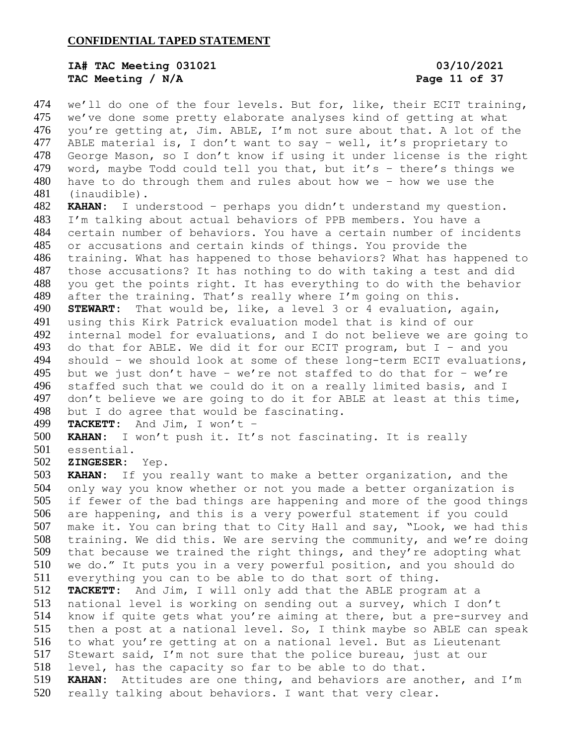we'll do one of the four levels. But for, like, their ECIT training, we've done some pretty elaborate analyses kind of getting at what you're getting at, Jim. ABLE, I'm not sure about that. A lot of the ABLE material is, I don't want to say – well, it's proprietary to George Mason, so I don't know if using it under license is the right word, maybe Todd could tell you that, but it's – there's things we have to do through them and rules about how we – how we use the (inaudible).

**KAHAN:** I understood – perhaps you didn't understand my question. I'm talking about actual behaviors of PPB members. You have a certain number of behaviors. You have a certain number of incidents or accusations and certain kinds of things. You provide the training. What has happened to those behaviors? What has happened to those accusations? It has nothing to do with taking a test and did you get the points right. It has everything to do with the behavior after the training. That's really where I'm going on this.

**STEWART:** That would be, like, a level 3 or 4 evaluation, again, using this Kirk Patrick evaluation model that is kind of our internal model for evaluations, and I do not believe we are going to do that for ABLE. We did it for our ECIT program, but I – and you should – we should look at some of these long-term ECIT evaluations, but we just don't have – we're not staffed to do that for – we're staffed such that we could do it on a really limited basis, and I don't believe we are going to do it for ABLE at least at this time, but I do agree that would be fascinating.

**TACKETT:** And Jim, I won't –

**KAHAN:** I won't push it. It's not fascinating. It is really essential.

**ZINGESER:** Yep.

**KAHAN:** If you really want to make a better organization, and the only way you know whether or not you made a better organization is if fewer of the bad things are happening and more of the good things are happening, and this is a very powerful statement if you could make it. You can bring that to City Hall and say, "Look, we had this training. We did this. We are serving the community, and we're doing that because we trained the right things, and they're adopting what we do." It puts you in a very powerful position, and you should do everything you can to be able to do that sort of thing.

**TACKETT:** And Jim, I will only add that the ABLE program at a national level is working on sending out a survey, which I don't know if quite gets what you're aiming at there, but a pre-survey and then a post at a national level. So, I think maybe so ABLE can speak to what you're getting at on a national level. But as Lieutenant Stewart said, I'm not sure that the police bureau, just at our level, has the capacity so far to be able to do that.

**KAHAN:** Attitudes are one thing, and behaviors are another, and I'm really talking about behaviors. I want that very clear.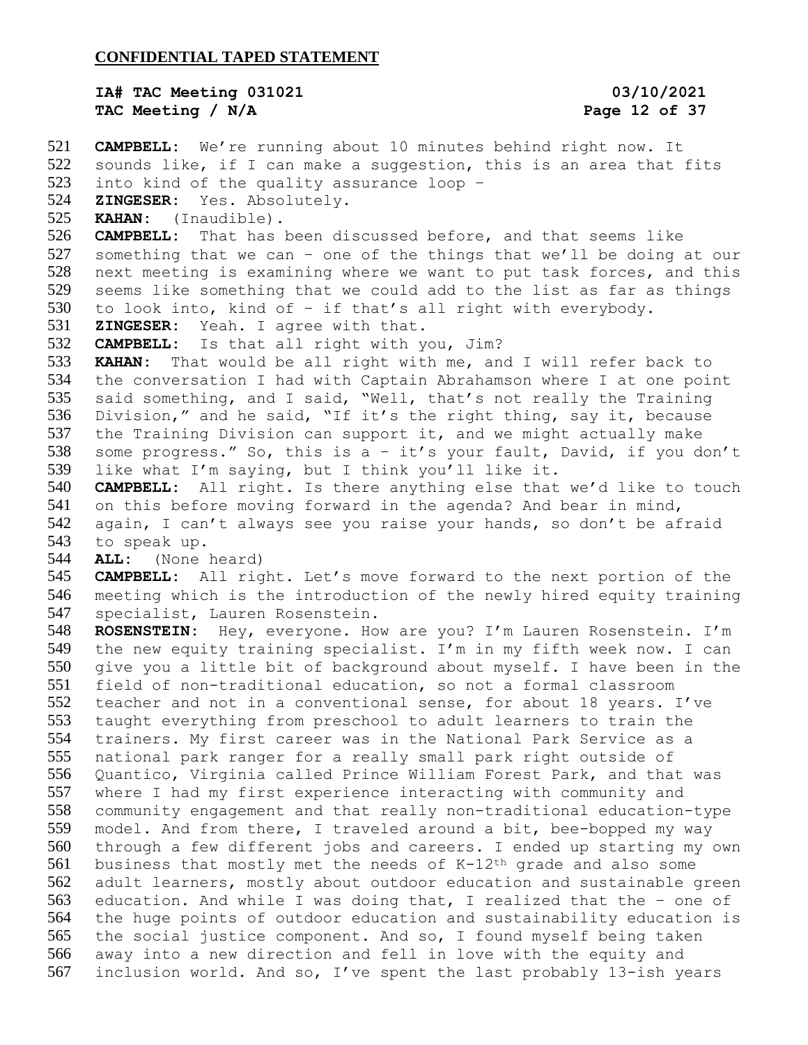**CONFIDENTIAL TAPED STATEMENT**

**IA# TAC Meeting 031021** **03/10/2021**
**TAC Meeting / N/A**

**CAMPBELL:** We're running about 10 minutes behind right now. It sounds like, if I can make a suggestion, this is an area that fits into kind of the quality assurance loop –

**ZINGESER:** Yes. Absolutely.

**KAHAN:** (Inaudible).

**CAMPBELL:** That has been discussed before, and that seems like something that we can – one of the things that we'll be doing at our next meeting is examining where we want to put task forces, and this seems like something that we could add to the list as far as things to look into, kind of – if that's all right with everybody.

**ZINGESER:** Yeah. I agree with that.

**CAMPBELL:** Is that all right with you, Jim?

**KAHAN:** That would be all right with me, and I will refer back to the conversation I had with Captain Abrahamson where I at one point said something, and I said, "Well, that's not really the Training Division," and he said, "If it's the right thing, say it, because the Training Division can support it, and we might actually make some progress." So, this is a – it's your fault, David, if you don't like what I'm saying, but I think you'll like it.

**CAMPBELL:** All right. Is there anything else that we'd like to touch on this before moving forward in the agenda? And bear in mind, again, I can't always see you raise your hands, so don't be afraid to speak up.

**ALL:** (None heard)

**CAMPBELL:** All right. Let's move forward to the next portion of the meeting which is the introduction of the newly hired equity training specialist, Lauren Rosenstein.

**ROSENSTEIN:** Hey, everyone. How are you? I'm Lauren Rosenstein. I'm the new equity training specialist. I'm in my fifth week now. I can give you a little bit of background about myself. I have been in the field of non-traditional education, so not a formal classroom teacher and not in a conventional sense, for about 18 years. I've taught everything from preschool to adult learners to train the trainers. My first career was in the National Park Service as a national park ranger for a really small park right outside of Quantico, Virginia called Prince William Forest Park, and that was where I had my first experience interacting with community and community engagement and that really non-traditional education-type model. And from there, I traveled around a bit, bee-bopped my way through a few different jobs and careers. I ended up starting my own business that mostly met the needs of K-12th grade and also some adult learners, mostly about outdoor education and sustainable green education. And while I was doing that, I realized that the – one of the huge points of outdoor education and sustainability education is the social justice component. And so, I found myself being taken away into a new direction and fell in love with the equity and inclusion world. And so, I've spent the last probably 13-ish years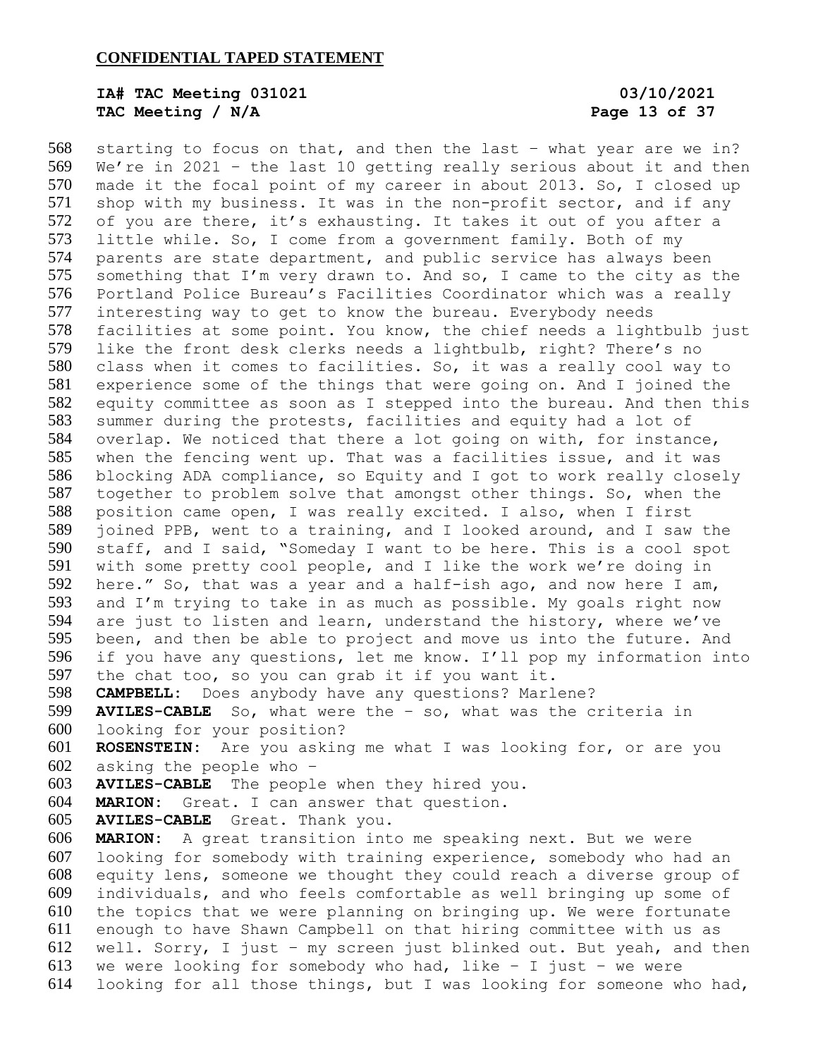starting to focus on that, and then the last – what year are we in? We're in 2021 – the last 10 getting really serious about it and then made it the focal point of my career in about 2013. So, I closed up shop with my business. It was in the non-profit sector, and if any of you are there, it's exhausting. It takes it out of you after a little while. So, I come from a government family. Both of my parents are state department, and public service has always been something that I'm very drawn to. And so, I came to the city as the Portland Police Bureau's Facilities Coordinator which was a really interesting way to get to know the bureau. Everybody needs facilities at some point. You know, the chief needs a lightbulb just like the front desk clerks needs a lightbulb, right? There's no class when it comes to facilities. So, it was a really cool way to experience some of the things that were going on. And I joined the equity committee as soon as I stepped into the bureau. And then this summer during the protests, facilities and equity had a lot of overlap. We noticed that there a lot going on with, for instance, when the fencing went up. That was a facilities issue, and it was blocking ADA compliance, so Equity and I got to work really closely together to problem solve that amongst other things. So, when the position came open, I was really excited. I also, when I first joined PPB, went to a training, and I looked around, and I saw the staff, and I said, "Someday I want to be here. This is a cool spot with some pretty cool people, and I like the work we're doing in here." So, that was a year and a half-ish ago, and now here I am, and I'm trying to take in as much as possible. My goals right now are just to listen and learn, understand the history, where we've been, and then be able to project and move us into the future. And if you have any questions, let me know. I'll pop my information into the chat too, so you can grab it if you want it.

**CAMPBELL:** Does anybody have any questions? Marlene?

**AVILES-CABLE** So, what were the – so, what was the criteria in looking for your position?

**ROSENSTEIN:** Are you asking me what I was looking for, or are you asking the people who –

**AVILES-CABLE** The people when they hired you.

**MARION:** Great. I can answer that question.

**AVILES-CABLE** Great. Thank you.

**MARION:** A great transition into me speaking next. But we were looking for somebody with training experience, somebody who had an equity lens, someone we thought they could reach a diverse group of individuals, and who feels comfortable as well bringing up some of the topics that we were planning on bringing up. We were fortunate enough to have Shawn Campbell on that hiring committee with us as well. Sorry, I just – my screen just blinked out. But yeah, and then we were looking for somebody who had, like – I just – we were looking for all those things, but I was looking for someone who had,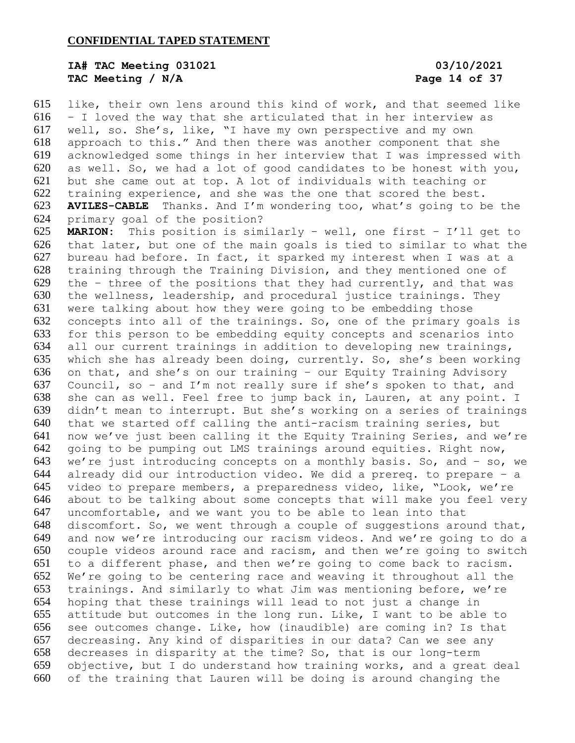like, their own lens around this kind of work, and that seemed like – I loved the way that she articulated that in her interview as well, so. She's, like, "I have my own perspective and my own approach to this." And then there was another component that she acknowledged some things in her interview that I was impressed with as well. So, we had a lot of good candidates to be honest with you, but she came out at top. A lot of individuals with teaching or training experience, and she was the one that scored the best.

**AVILES-CABLE** Thanks. And I'm wondering too, what's going to be the primary goal of the position?

**MARION:** This position is similarly – well, one first – I'll get to that later, but one of the main goals is tied to similar to what the bureau had before. In fact, it sparked my interest when I was at a training through the Training Division, and they mentioned one of the – three of the positions that they had currently, and that was the wellness, leadership, and procedural justice trainings. They were talking about how they were going to be embedding those concepts into all of the trainings. So, one of the primary goals is for this person to be embedding equity concepts and scenarios into all our current trainings in addition to developing new trainings, which she has already been doing, currently. So, she's been working on that, and she's on our training – our Equity Training Advisory Council, so – and I'm not really sure if she's spoken to that, and she can as well. Feel free to jump back in, Lauren, at any point. I didn't mean to interrupt. But she's working on a series of trainings that we started off calling the anti-racism training series, but now we've just been calling it the Equity Training Series, and we're going to be pumping out LMS trainings around equities. Right now, we're just introducing concepts on a monthly basis. So, and – so, we already did our introduction video. We did a prereq. to prepare – a video to prepare members, a preparedness video, like, "Look, we're about to be talking about some concepts that will make you feel very uncomfortable, and we want you to be able to lean into that discomfort. So, we went through a couple of suggestions around that, and now we're introducing our racism videos. And we're going to do a couple videos around race and racism, and then we're going to switch to a different phase, and then we're going to come back to racism. We're going to be centering race and weaving it throughout all the trainings. And similarly to what Jim was mentioning before, we're hoping that these trainings will lead to not just a change in attitude but outcomes in the long run. Like, I want to be able to see outcomes change. Like, how (inaudible) are coming in? Is that decreasing. Any kind of disparities in our data? Can we see any decreases in disparity at the time? So, that is our long-term objective, but I do understand how training works, and a great deal of the training that Lauren will be doing is around changing the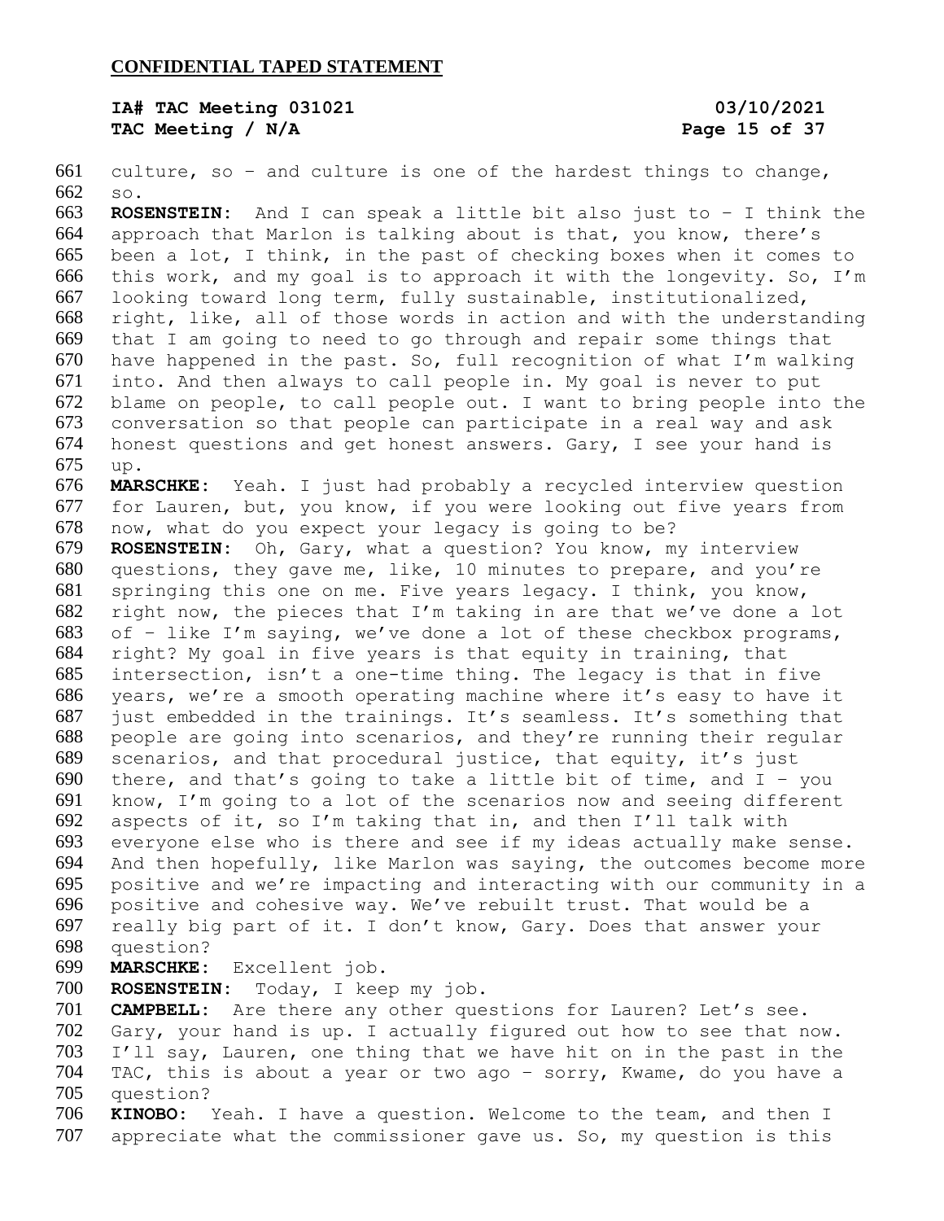culture, so – and culture is one of the hardest things to change, so.

**ROSENSTEIN:** And I can speak a little bit also just to – I think the approach that Marlon is talking about is that, you know, there's been a lot, I think, in the past of checking boxes when it comes to this work, and my goal is to approach it with the longevity. So, I'm looking toward long term, fully sustainable, institutionalized, right, like, all of those words in action and with the understanding that I am going to need to go through and repair some things that have happened in the past. So, full recognition of what I'm walking into. And then always to call people in. My goal is never to put blame on people, to call people out. I want to bring people into the conversation so that people can participate in a real way and ask honest questions and get honest answers. Gary, I see your hand is up.

**MARSCHKE:** Yeah. I just had probably a recycled interview question for Lauren, but, you know, if you were looking out five years from now, what do you expect your legacy is going to be?

**ROSENSTEIN:** Oh, Gary, what a question? You know, my interview questions, they gave me, like, 10 minutes to prepare, and you're springing this one on me. Five years legacy. I think, you know, right now, the pieces that I'm taking in are that we've done a lot of – like I'm saying, we've done a lot of these checkbox programs, right? My goal in five years is that equity in training, that intersection, isn't a one-time thing. The legacy is that in five years, we're a smooth operating machine where it's easy to have it just embedded in the trainings. It's seamless. It's something that people are going into scenarios, and they're running their regular scenarios, and that procedural justice, that equity, it's just there, and that's going to take a little bit of time, and I – you know, I'm going to a lot of the scenarios now and seeing different aspects of it, so I'm taking that in, and then I'll talk with everyone else who is there and see if my ideas actually make sense. And then hopefully, like Marlon was saying, the outcomes become more positive and we're impacting and interacting with our community in a positive and cohesive way. We've rebuilt trust. That would be a really big part of it. I don't know, Gary. Does that answer your question?

**MARSCHKE:** Excellent job.

**ROSENSTEIN:** Today, I keep my job.

**CAMPBELL:** Are there any other questions for Lauren? Let's see. Gary, your hand is up. I actually figured out how to see that now. I'll say, Lauren, one thing that we have hit on in the past in the TAC, this is about a year or two ago – sorry, Kwame, do you have a question?

**KINOBO:** Yeah. I have a question. Welcome to the team, and then I appreciate what the commissioner gave us. So, my question is this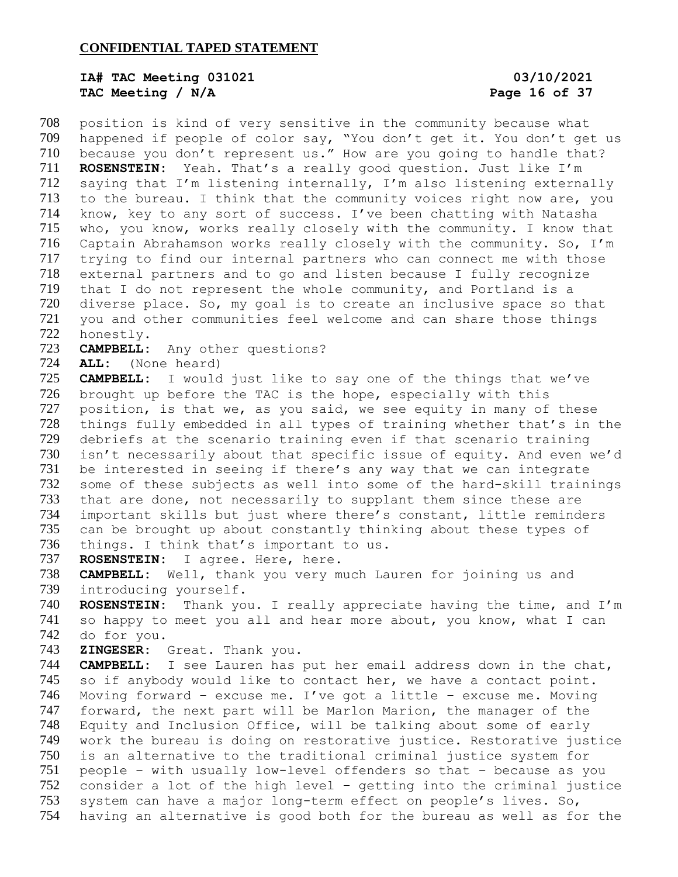position is kind of very sensitive in the community because what happened if people of color say, "You don't get it. You don't get us because you don't represent us." How are you going to handle that?

**ROSENSTEIN:** Yeah. That's a really good question. Just like I'm saying that I'm listening internally, I'm also listening externally to the bureau. I think that the community voices right now are, you know, key to any sort of success. I've been chatting with Natasha who, you know, works really closely with the community. I know that Captain Abrahamson works really closely with the community. So, I'm trying to find our internal partners who can connect me with those external partners and to go and listen because I fully recognize that I do not represent the whole community, and Portland is a diverse place. So, my goal is to create an inclusive space so that you and other communities feel welcome and can share those things honestly.

**CAMPBELL:** Any other questions?

**ALL:** (None heard)

**CAMPBELL:** I would just like to say one of the things that we've brought up before the TAC is the hope, especially with this position, is that we, as you said, we see equity in many of these things fully embedded in all types of training whether that's in the debriefs at the scenario training even if that scenario training isn't necessarily about that specific issue of equity. And even we'd be interested in seeing if there's any way that we can integrate some of these subjects as well into some of the hard-skill trainings that are done, not necessarily to supplant them since these are important skills but just where there's constant, little reminders can be brought up about constantly thinking about these types of things. I think that's important to us.

**ROSENSTEIN:** I agree. Here, here.

**CAMPBELL:** Well, thank you very much Lauren for joining us and introducing yourself.

**ROSENSTEIN:** Thank you. I really appreciate having the time, and I'm so happy to meet you all and hear more about, you know, what I can do for you.

**ZINGESER:** Great. Thank you.

**CAMPBELL:** I see Lauren has put her email address down in the chat, so if anybody would like to contact her, we have a contact point. Moving forward – excuse me. I've got a little – excuse me. Moving forward, the next part will be Marlon Marion, the manager of the Equity and Inclusion Office, will be talking about some of early work the bureau is doing on restorative justice. Restorative justice is an alternative to the traditional criminal justice system for people – with usually low-level offenders so that – because as you consider a lot of the high level – getting into the criminal justice system can have a major long-term effect on people's lives. So, having an alternative is good both for the bureau as well as for the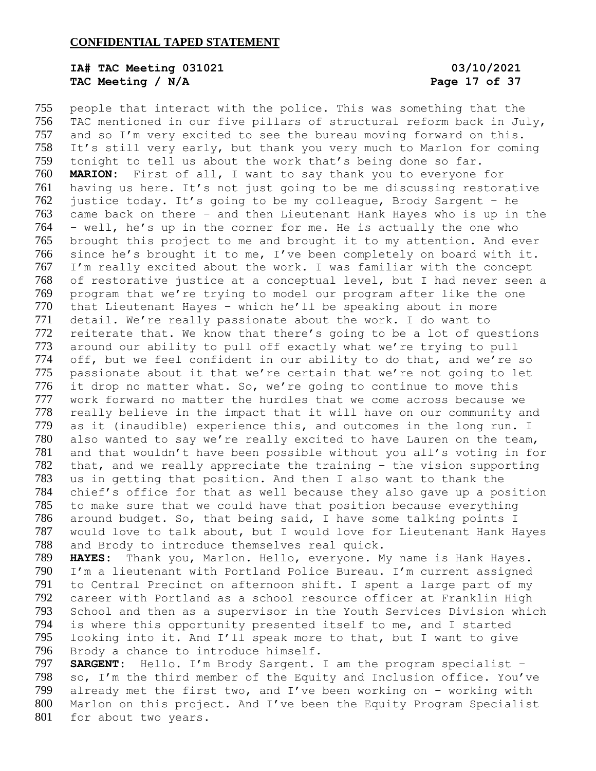people that interact with the police. This was something that the TAC mentioned in our five pillars of structural reform back in July, and so I'm very excited to see the bureau moving forward on this. It's still very early, but thank you very much to Marlon for coming tonight to tell us about the work that's being done so far.

**MARION:** First of all, I want to say thank you to everyone for having us here. It's not just going to be me discussing restorative justice today. It's going to be my colleague, Brody Sargent – he came back on there – and then Lieutenant Hank Hayes who is up in the – well, he's up in the corner for me. He is actually the one who brought this project to me and brought it to my attention. And ever since he's brought it to me, I've been completely on board with it. I'm really excited about the work. I was familiar with the concept of restorative justice at a conceptual level, but I had never seen a program that we're trying to model our program after like the one that Lieutenant Hayes – which he'll be speaking about in more detail. We're really passionate about the work. I do want to reiterate that. We know that there's going to be a lot of questions around our ability to pull off exactly what we're trying to pull off, but we feel confident in our ability to do that, and we're so passionate about it that we're certain that we're not going to let it drop no matter what. So, we're going to continue to move this work forward no matter the hurdles that we come across because we really believe in the impact that it will have on our community and as it (inaudible) experience this, and outcomes in the long run. I also wanted to say we're really excited to have Lauren on the team, and that wouldn't have been possible without you all's voting in for that, and we really appreciate the training – the vision supporting us in getting that position. And then I also want to thank the chief's office for that as well because they also gave up a position to make sure that we could have that position because everything around budget. So, that being said, I have some talking points I would love to talk about, but I would love for Lieutenant Hank Hayes and Brody to introduce themselves real quick.

**HAYES:** Thank you, Marlon. Hello, everyone. My name is Hank Hayes. I'm a lieutenant with Portland Police Bureau. I'm current assigned to Central Precinct on afternoon shift. I spent a large part of my career with Portland as a school resource officer at Franklin High School and then as a supervisor in the Youth Services Division which is where this opportunity presented itself to me, and I started looking into it. And I'll speak more to that, but I want to give Brody a chance to introduce himself.

**SARGENT:** Hello. I'm Brody Sargent. I am the program specialist – so, I'm the third member of the Equity and Inclusion office. You've already met the first two, and I've been working on – working with Marlon on this project. And I've been the Equity Program Specialist for about two years.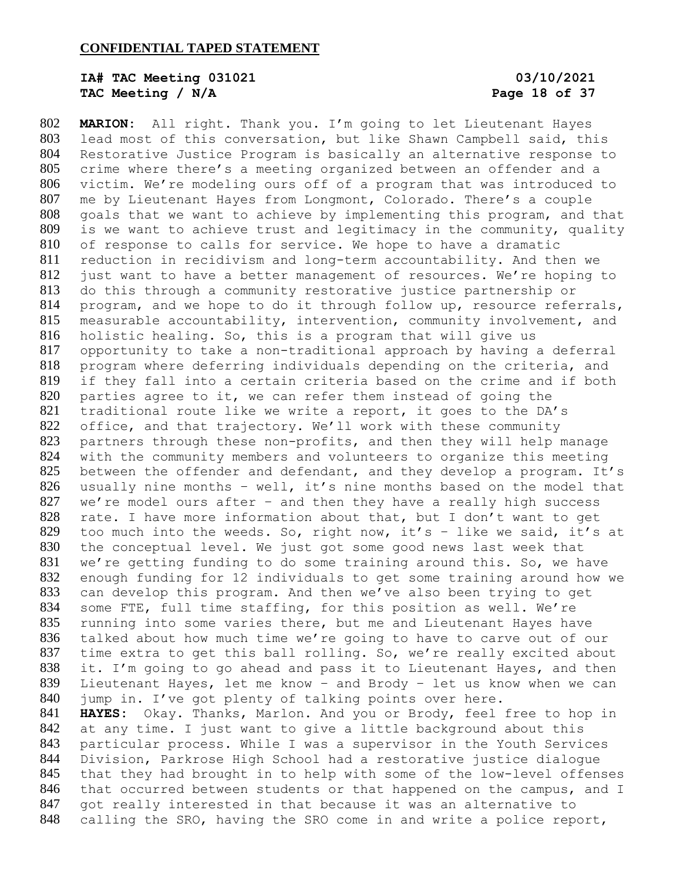**CONFIDENTIAL TAPED STATEMENT**

**IA# TAC Meeting 031021** **03/10/2021**
**TAC Meeting / N/A**

802 **MARION**: All right. Thank you. I'm going to let Lieutenant Hayes
803 lead most of this conversation, but like Shawn Campbell said, this
804 Restorative Justice Program is basically an alternative response to
805 crime where there's a meeting organized between an offender and a
806 victim. We're modeling ours off of a program that was introduced to
807 me by Lieutenant Hayes from Longmont, Colorado. There's a couple
808 goals that we want to achieve by implementing this program, and that
809 is we want to achieve trust and legitimacy in the community, quality
810 of response to calls for service. We hope to have a dramatic
811 reduction in recidivism and long-term accountability. And then we
812 just want to have a better management of resources. We're hoping to
813 do this through a community restorative justice partnership or
814 program, and we hope to do it through follow up, resource referrals,
815 measurable accountability, intervention, community involvement, and
816 holistic healing. So, this is a program that will give us
817 opportunity to take a non-traditional approach by having a deferral
818 program where deferring individuals depending on the criteria, and
819 if they fall into a certain criteria based on the crime and if both
820 parties agree to it, we can refer them instead of going the
821 traditional route like we write a report, it goes to the DA's
822 office, and that trajectory. We'll work with these community
823 partners through these non-profits, and then they will help manage
824 with the community members and volunteers to organize this meeting
825 between the offender and defendant, and they develop a program. It's
826 usually nine months – well, it's nine months based on the model that
827 we're model ours after – and then they have a really high success
828 rate. I have more information about that, but I don't want to get
829 too much into the weeds. So, right now, it's – like we said, it's at
830 the conceptual level. We just got some good news last week that
831 we're getting funding to do some training around this. So, we have
832 enough funding for 12 individuals to get some training around how we
833 can develop this program. And then we've also been trying to get
834 some FTE, full time staffing, for this position as well. We're
835 running into some varies there, but me and Lieutenant Hayes have
836 talked about how much time we're going to have to carve out of our
837 time extra to get this ball rolling. So, we're really excited about
838 it. I'm going to go ahead and pass it to Lieutenant Hayes, and then
839 Lieutenant Hayes, let me know – and Brody – let us know when we can
840 jump in. I've got plenty of talking points over here.
841 **HAYES**: Okay. Thanks, Marlon. And you or Brody, feel free to hop in
842 at any time. I just want to give a little background about this
843 particular process. While I was a supervisor in the Youth Services
844 Division, Parkrose High School had a restorative justice dialogue
845 that they had brought in to help with some of the low-level offenses
846 that occurred between students or that happened on the campus, and I
847 got really interested in that because it was an alternative to
848 calling the SRO, having the SRO come in and write a police report,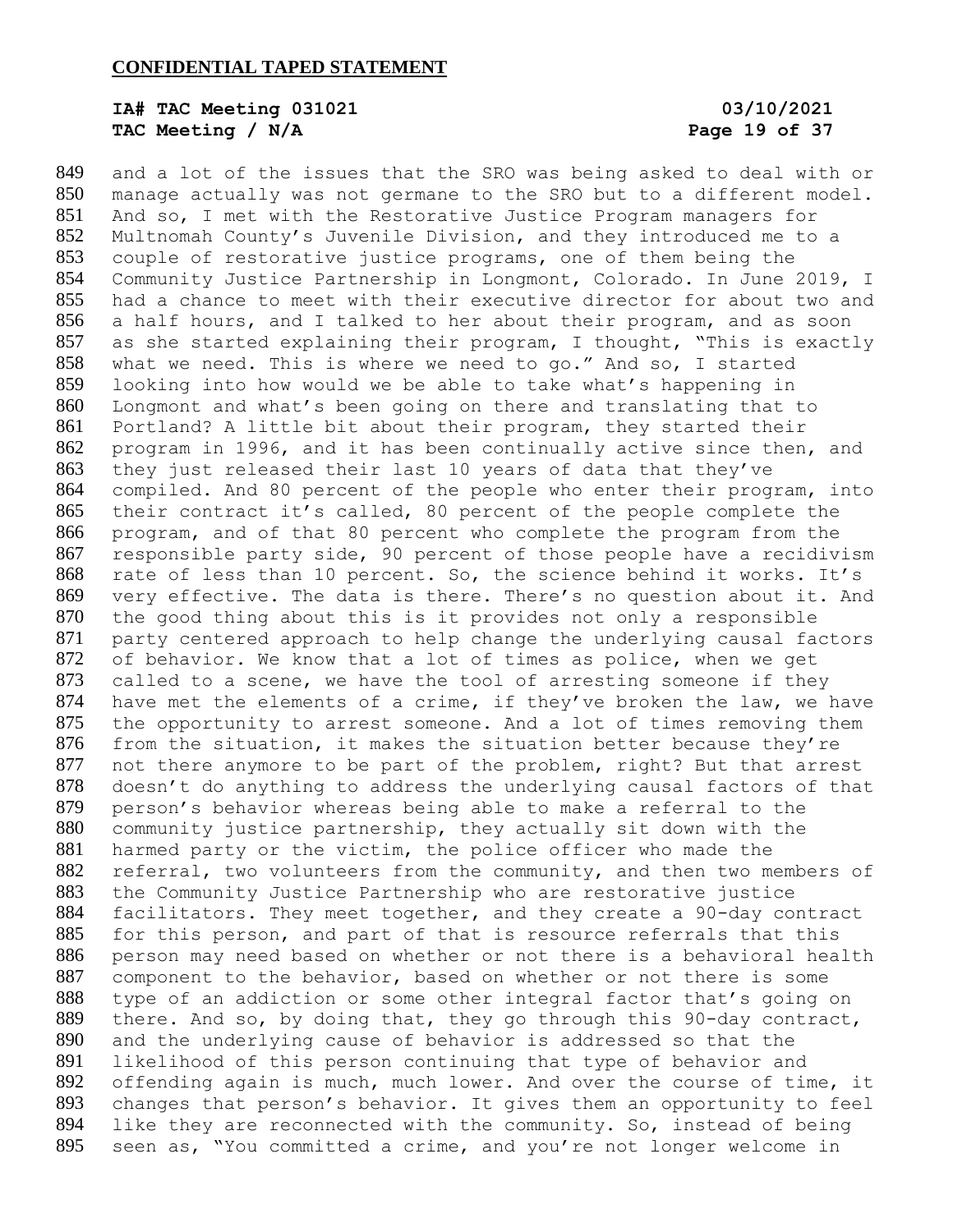**CONFIDENTIAL TAPED STATEMENT**

**IA# TAC Meeting 031021 03/10/2021**
**TAC Meeting / N/A**

849 and a lot of the issues that the SRO was being asked to deal with or
850 manage actually was not germane to the SRO but to a different model.
851 And so, I met with the Restorative Justice Program managers for
852 Multnomah County's Juvenile Division, and they introduced me to a
853 couple of restorative justice programs, one of them being the
854 Community Justice Partnership in Longmont, Colorado. In June 2019, I
855 had a chance to meet with their executive director for about two and
856 a half hours, and I talked to her about their program, and as soon
857 as she started explaining their program, I thought, "This is exactly
858 what we need. This is where we need to go." And so, I started
859 looking into how would we be able to take what's happening in
860 Longmont and what's been going on there and translating that to
861 Portland? A little bit about their program, they started their
862 program in 1996, and it has been continually active since then, and
863 they just released their last 10 years of data that they've
864 compiled. And 80 percent of the people who enter their program, into
865 their contract it's called, 80 percent of the people complete the
866 program, and of that 80 percent who complete the program from the
867 responsible party side, 90 percent of those people have a recidivism
868 rate of less than 10 percent. So, the science behind it works. It's
869 very effective. The data is there. There's no question about it. And
870 the good thing about this is it provides not only a responsible
871 party centered approach to help change the underlying causal factors
872 of behavior. We know that a lot of times as police, when we get
873 called to a scene, we have the tool of arresting someone if they
874 have met the elements of a crime, if they've broken the law, we have
875 the opportunity to arrest someone. And a lot of times removing them
876 from the situation, it makes the situation better because they're
877 not there anymore to be part of the problem, right? But that arrest
878 doesn't do anything to address the underlying causal factors of that
879 person's behavior whereas being able to make a referral to the
880 community justice partnership, they actually sit down with the
881 harmed party or the victim, the police officer who made the
882 referral, two volunteers from the community, and then two members of
883 the Community Justice Partnership who are restorative justice
884 facilitators. They meet together, and they create a 90-day contract
885 for this person, and part of that is resource referrals that this
886 person may need based on whether or not there is a behavioral health
887 component to the behavior, based on whether or not there is some
888 type of an addiction or some other integral factor that's going on
889 there. And so, by doing that, they go through this 90-day contract,
890 and the underlying cause of behavior is addressed so that the
891 likelihood of this person continuing that type of behavior and
892 offending again is much, much lower. And over the course of time, it
893 changes that person's behavior. It gives them an opportunity to feel
894 like they are reconnected with the community. So, instead of being
895 seen as, "You committed a crime, and you're not longer welcome in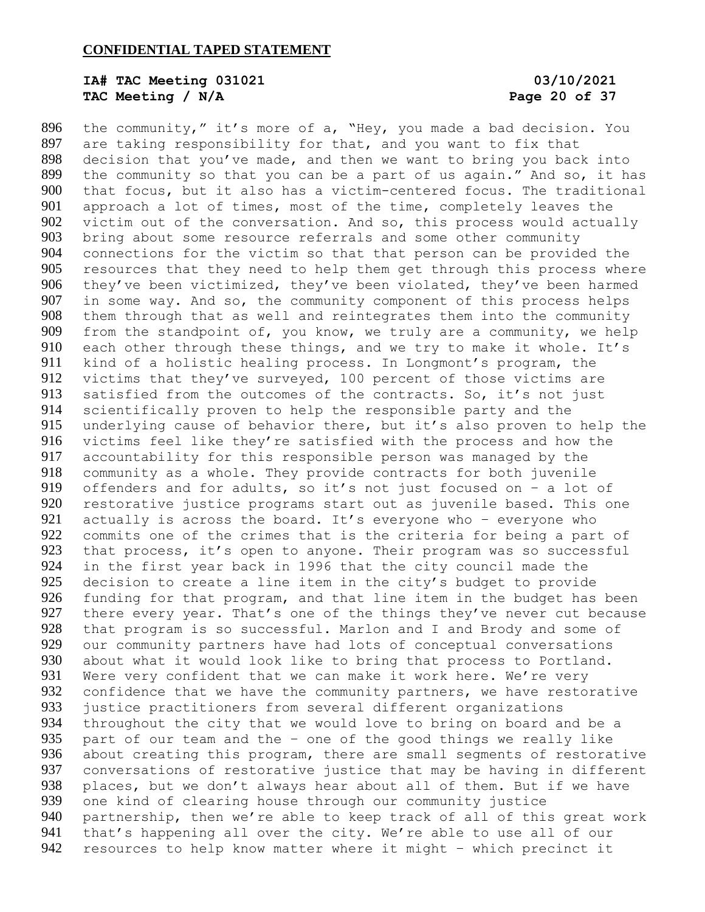**CONFIDENTIAL TAPED STATEMENT**

**IA# TAC Meeting 031021** **03/10/2021**
**TAC Meeting / N/A**

896 the community," it's more of a, "Hey, you made a bad decision. You
897 are taking responsibility for that, and you want to fix that
898 decision that you've made, and then we want to bring you back into
899 the community so that you can be a part of us again." And so, it has
900 that focus, but it also has a victim-centered focus. The traditional
901 approach a lot of times, most of the time, completely leaves the
902 victim out of the conversation. And so, this process would actually
903 bring about some resource referrals and some other community
904 connections for the victim so that that person can be provided the
905 resources that they need to help them get through this process where
906 they've been victimized, they've been violated, they've been harmed
907 in some way. And so, the community component of this process helps
908 them through that as well and reintegrates them into the community
909 from the standpoint of, you know, we truly are a community, we help
910 each other through these things, and we try to make it whole. It's
911 kind of a holistic healing process. In Longmont's program, the
912 victims that they've surveyed, 100 percent of those victims are
913 satisfied from the outcomes of the contracts. So, it's not just
914 scientifically proven to help the responsible party and the
915 underlying cause of behavior there, but it's also proven to help the
916 victims feel like they're satisfied with the process and how the
917 accountability for this responsible person was managed by the
918 community as a whole. They provide contracts for both juvenile
919 offenders and for adults, so it's not just focused on – a lot of
920 restorative justice programs start out as juvenile based. This one
921 actually is across the board. It's everyone who – everyone who
922 commits one of the crimes that is the criteria for being a part of
923 that process, it's open to anyone. Their program was so successful
924 in the first year back in 1996 that the city council made the
925 decision to create a line item in the city's budget to provide
926 funding for that program, and that line item in the budget has been
927 there every year. That's one of the things they've never cut because
928 that program is so successful. Marlon and I and Brody and some of
929 our community partners have had lots of conceptual conversations
930 about what it would look like to bring that process to Portland.
931 Were very confident that we can make it work here. We're very
932 confidence that we have the community partners, we have restorative
933 justice practitioners from several different organizations
934 throughout the city that we would love to bring on board and be a
935 part of our team and the – one of the good things we really like
936 about creating this program, there are small segments of restorative
937 conversations of restorative justice that may be having in different
938 places, but we don't always hear about all of them. But if we have
939 one kind of clearing house through our community justice
940 partnership, then we're able to keep track of all of this great work
941 that's happening all over the city. We're able to use all of our
942 resources to help know matter where it might – which precinct it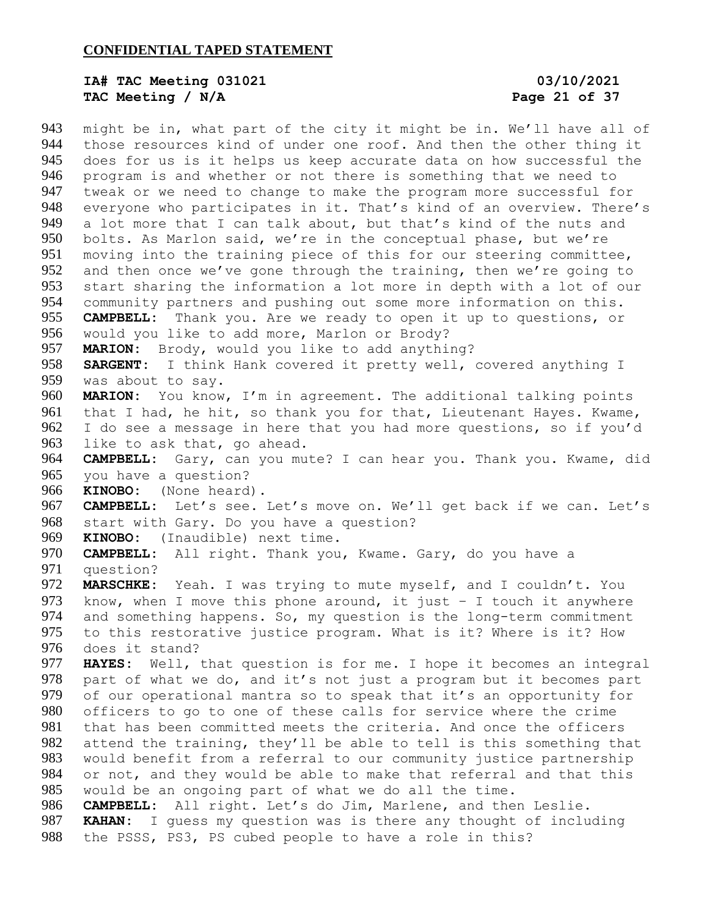**CONFIDENTIAL TAPED STATEMENT**

**IA# TAC Meeting 031021** **03/10/2021**
**TAC Meeting / N/A**

943 might be in, what part of the city it might be in. We'll have all of
944 those resources kind of under one roof. And then the other thing it
945 does for us is it helps us keep accurate data on how successful the
946 program is and whether or not there is something that we need to
947 tweak or we need to change to make the program more successful for
948 everyone who participates in it. That's kind of an overview. There's
949 a lot more that I can talk about, but that's kind of the nuts and
950 bolts. As Marlon said, we're in the conceptual phase, but we're
951 moving into the training piece of this for our steering committee,
952 and then once we've gone through the training, then we're going to
953 start sharing the information a lot more in depth with a lot of our
954 community partners and pushing out some more information on this.
955 **CAMPBELL:** Thank you. Are we ready to open it up to questions, or
956 would you like to add more, Marlon or Brody?
957 **MARION:** Brody, would you like to add anything?
958 **SARGENT:** I think Hank covered it pretty well, covered anything I
959 was about to say.
960 **MARION:** You know, I'm in agreement. The additional talking points
961 that I had, he hit, so thank you for that, Lieutenant Hayes. Kwame,
962 I do see a message in here that you had more questions, so if you'd
963 like to ask that, go ahead.
964 **CAMPBELL:** Gary, can you mute? I can hear you. Thank you. Kwame, did
965 you have a question?
966 **KINOBO:** (None heard).
967 **CAMPBELL:** Let's see. Let's move on. We'll get back if we can. Let's
968 start with Gary. Do you have a question?
969 **KINOBO:** (Inaudible) next time.
970 **CAMPBELL:** All right. Thank you, Kwame. Gary, do you have a
971 question?
972 **MARSCHKE:** Yeah. I was trying to mute myself, and I couldn't. You
973 know, when I move this phone around, it just – I touch it anywhere
974 and something happens. So, my question is the long-term commitment
975 to this restorative justice program. What is it? Where is it? How
976 does it stand?
977 **HAYES:** Well, that question is for me. I hope it becomes an integral
978 part of what we do, and it's not just a program but it becomes part
979 of our operational mantra so to speak that it's an opportunity for
980 officers to go to one of these calls for service where the crime
981 that has been committed meets the criteria. And once the officers
982 attend the training, they'll be able to tell is this something that
983 would benefit from a referral to our community justice partnership
984 or not, and they would be able to make that referral and that this
985 would be an ongoing part of what we do all the time.
986 **CAMPBELL:** All right. Let's do Jim, Marlene, and then Leslie.
987 **KAHAN:** I guess my question was is there any thought of including
988 the PSSS, PS3, PS cubed people to have a role in this?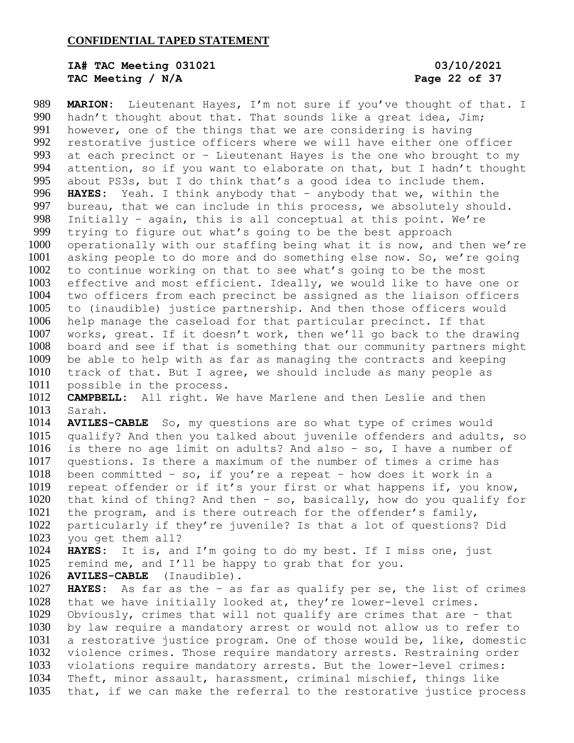**CONFIDENTIAL TAPED STATEMENT**

**IA# TAC Meeting 031021** 03/10/2021
**TAC Meeting / N/A**

989 **MARION:** Lieutenant Hayes, I'm not sure if you've thought of that. I
990 hadn't thought about that. That sounds like a great idea, Jim;
991 however, one of the things that we are considering is having
992 restorative justice officers where we will have either one officer
993 at each precinct or – Lieutenant Hayes is the one who brought to my
994 attention, so if you want to elaborate on that, but I hadn't thought
995 about PS3s, but I do think that's a good idea to include them.
996 **HAYES:** Yeah. I think anybody that – anybody that we, within the
997 bureau, that we can include in this process, we absolutely should.
998 Initially – again, this is all conceptual at this point. We're
999 trying to figure out what's going to be the best approach
1000 operationally with our staffing being what it is now, and then we're
1001 asking people to do more and do something else now. So, we're going
1002 to continue working on that to see what's going to be the most
1003 effective and most efficient. Ideally, we would like to have one or
1004 two officers from each precinct be assigned as the liaison officers
1005 to (inaudible) justice partnership. And then those officers would
1006 help manage the caseload for that particular precinct. If that
1007 works, great. If it doesn't work, then we'll go back to the drawing
1008 board and see if that is something that our community partners might
1009 be able to help with as far as managing the contracts and keeping
1010 track of that. But I agree, we should include as many people as
1011 possible in the process.
1012 **CAMPBELL:** All right. We have Marlene and then Leslie and then
1013 Sarah.
1014 **AVILES-CABLE** So, my questions are so what type of crimes would
1015 qualify? And then you talked about juvenile offenders and adults, so
1016 is there no age limit on adults? And also – so, I have a number of
1017 questions. Is there a maximum of the number of times a crime has
1018 been committed – so, if you're a repeat – how does it work in a
1019 repeat offender or if it's your first or what happens if, you know,
1020 that kind of thing? And then – so, basically, how do you qualify for
1021 the program, and is there outreach for the offender's family,
1022 particularly if they're juvenile? Is that a lot of questions? Did
1023 you get them all?
1024 **HAYES:** It is, and I'm going to do my best. If I miss one, just
1025 remind me, and I'll be happy to grab that for you.
1026 **AVILES-CABLE** (Inaudible).
1027 **HAYES:** As far as the – as far as qualify per se, the list of crimes
1028 that we have initially looked at, they're lower-level crimes.
1029 Obviously, crimes that will not qualify are crimes that are – that
1030 by law require a mandatory arrest or would not allow us to refer to
1031 a restorative justice program. One of those would be, like, domestic
1032 violence crimes. Those require mandatory arrests. Restraining order
1033 violations require mandatory arrests. But the lower-level crimes:
1034 Theft, minor assault, harassment, criminal mischief, things like
1035 that, if we can make the referral to the restorative justice process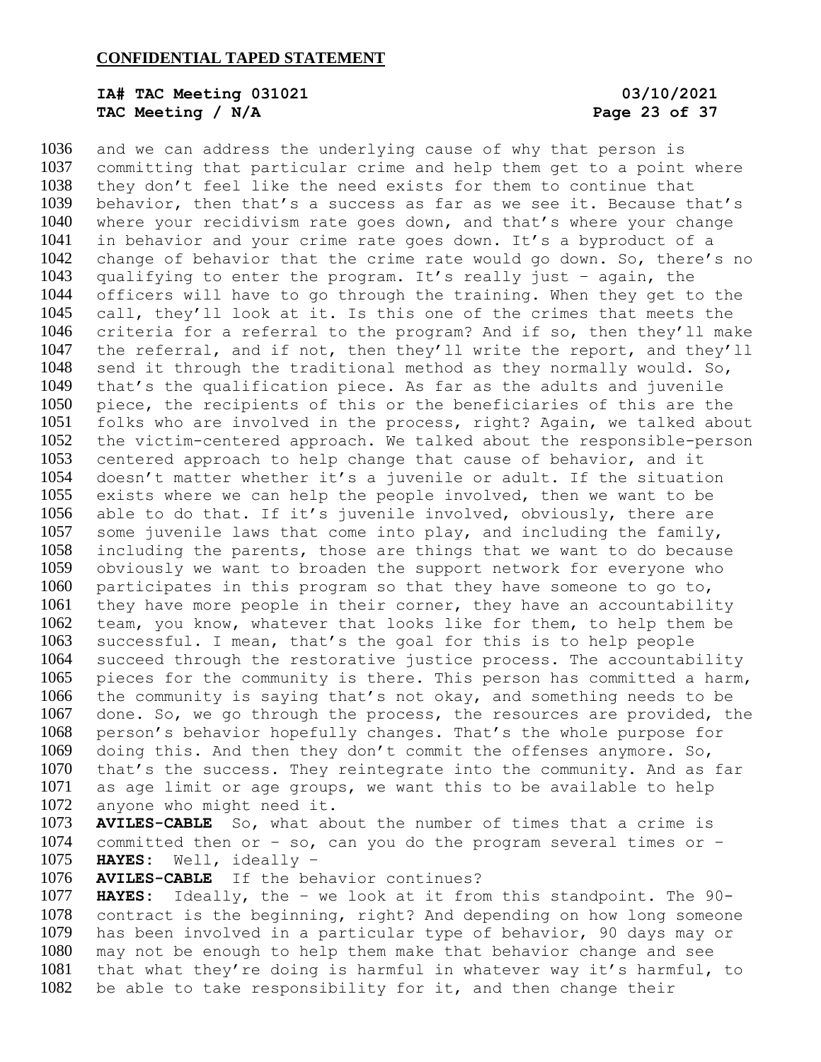and we can address the underlying cause of why that person is committing that particular crime and help them get to a point where they don't feel like the need exists for them to continue that behavior, then that's a success as far as we see it. Because that's where your recidivism rate goes down, and that's where your change in behavior and your crime rate goes down. It's a byproduct of a change of behavior that the crime rate would go down. So, there's no qualifying to enter the program. It's really just – again, the officers will have to go through the training. When they get to the call, they'll look at it. Is this one of the crimes that meets the criteria for a referral to the program? And if so, then they'll make the referral, and if not, then they'll write the report, and they'll send it through the traditional method as they normally would. So, that's the qualification piece. As far as the adults and juvenile piece, the recipients of this or the beneficiaries of this are the folks who are involved in the process, right? Again, we talked about the victim-centered approach. We talked about the responsible-person centered approach to help change that cause of behavior, and it doesn't matter whether it's a juvenile or adult. If the situation exists where we can help the people involved, then we want to be able to do that. If it's juvenile involved, obviously, there are some juvenile laws that come into play, and including the family, including the parents, those are things that we want to do because obviously we want to broaden the support network for everyone who participates in this program so that they have someone to go to, they have more people in their corner, they have an accountability team, you know, whatever that looks like for them, to help them be successful. I mean, that's the goal for this is to help people succeed through the restorative justice process. The accountability pieces for the community is there. This person has committed a harm, the community is saying that's not okay, and something needs to be done. So, we go through the process, the resources are provided, the person's behavior hopefully changes. That's the whole purpose for doing this. And then they don't commit the offenses anymore. So, that's the success. They reintegrate into the community. And as far as age limit or age groups, we want this to be available to help anyone who might need it.

**AVILES-CABLE** So, what about the number of times that a crime is committed then or – so, can you do the program several times or –

**HAYES:** Well, ideally –

**AVILES-CABLE** If the behavior continues?

**HAYES:** Ideally, the – we look at it from this standpoint. The 90-contract is the beginning, right? And depending on how long someone has been involved in a particular type of behavior, 90 days may or may not be enough to help them make that behavior change and see that what they're doing is harmful in whatever way it's harmful, to be able to take responsibility for it, and then change their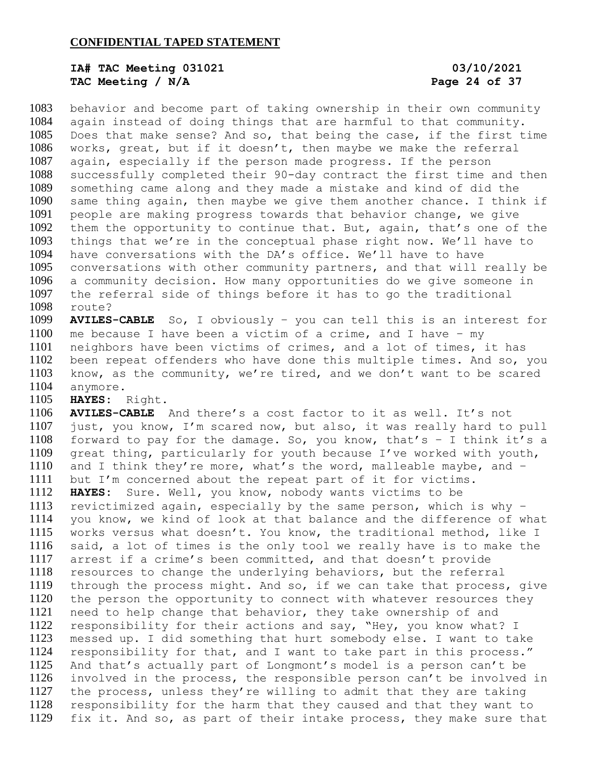behavior and become part of taking ownership in their own community again instead of doing things that are harmful to that community. Does that make sense? And so, that being the case, if the first time works, great, but if it doesn't, then maybe we make the referral again, especially if the person made progress. If the person successfully completed their 90-day contract the first time and then something came along and they made a mistake and kind of did the same thing again, then maybe we give them another chance. I think if people are making progress towards that behavior change, we give them the opportunity to continue that. But, again, that's one of the things that we're in the conceptual phase right now. We'll have to have conversations with the DA's office. We'll have to have conversations with other community partners, and that will really be a community decision. How many opportunities do we give someone in the referral side of things before it has to go the traditional route?

**AVILES-CABLE** So, I obviously – you can tell this is an interest for me because I have been a victim of a crime, and I have – my neighbors have been victims of crimes, and a lot of times, it has been repeat offenders who have done this multiple times. And so, you know, as the community, we're tired, and we don't want to be scared anymore.

**HAYES:** Right.

**AVILES-CABLE** And there's a cost factor to it as well. It's not just, you know, I'm scared now, but also, it was really hard to pull forward to pay for the damage. So, you know, that's – I think it's a great thing, particularly for youth because I've worked with youth, and I think they're more, what's the word, malleable maybe, and – but I'm concerned about the repeat part of it for victims.

**HAYES:** Sure. Well, you know, nobody wants victims to be revictimized again, especially by the same person, which is why – you know, we kind of look at that balance and the difference of what works versus what doesn't. You know, the traditional method, like I said, a lot of times is the only tool we really have is to make the arrest if a crime's been committed, and that doesn't provide resources to change the underlying behaviors, but the referral through the process might. And so, if we can take that process, give the person the opportunity to connect with whatever resources they need to help change that behavior, they take ownership of and responsibility for their actions and say, "Hey, you know what? I messed up. I did something that hurt somebody else. I want to take responsibility for that, and I want to take part in this process." And that's actually part of Longmont's model is a person can't be involved in the process, the responsible person can't be involved in the process, unless they're willing to admit that they are taking responsibility for the harm that they caused and that they want to fix it. And so, as part of their intake process, they make sure that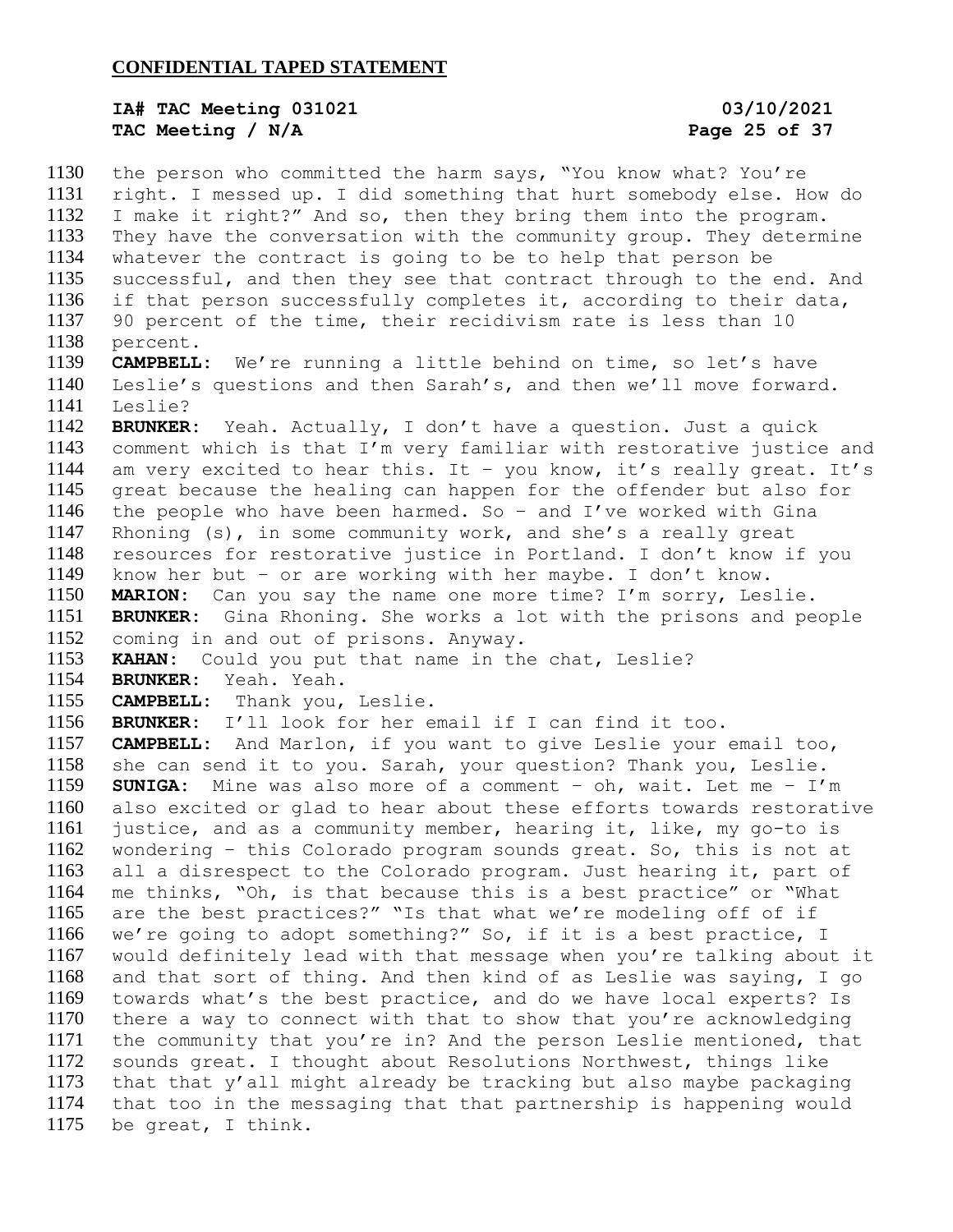the person who committed the harm says, "You know what? You're right. I messed up. I did something that hurt somebody else. How do I make it right?" And so, then they bring them into the program. They have the conversation with the community group. They determine whatever the contract is going to be to help that person be successful, and then they see that contract through to the end. And if that person successfully completes it, according to their data, 90 percent of the time, their recidivism rate is less than 10 percent.

**CAMPBELL:** We're running a little behind on time, so let's have Leslie's questions and then Sarah's, and then we'll move forward. Leslie?

**BRUNKER:** Yeah. Actually, I don't have a question. Just a quick comment which is that I'm very familiar with restorative justice and am very excited to hear this. It – you know, it's really great. It's great because the healing can happen for the offender but also for the people who have been harmed. So – and I've worked with Gina Rhoning (s), in some community work, and she's a really great resources for restorative justice in Portland. I don't know if you know her but – or are working with her maybe. I don't know.

**MARION:** Can you say the name one more time? I'm sorry, Leslie.

**BRUNKER:** Gina Rhoning. She works a lot with the prisons and people coming in and out of prisons. Anyway.

**KAHAN:** Could you put that name in the chat, Leslie?

**BRUNKER:** Yeah. Yeah.

**CAMPBELL:** Thank you, Leslie.

**BRUNKER:** I'll look for her email if I can find it too.

**CAMPBELL:** And Marlon, if you want to give Leslie your email too, she can send it to you. Sarah, your question? Thank you, Leslie.

**SUNIGA:** Mine was also more of a comment – oh, wait. Let me – I'm also excited or glad to hear about these efforts towards restorative justice, and as a community member, hearing it, like, my go-to is wondering – this Colorado program sounds great. So, this is not at all a disrespect to the Colorado program. Just hearing it, part of me thinks, "Oh, is that because this is a best practice" or "What are the best practices?" "Is that what we're modeling off of if we're going to adopt something?" So, if it is a best practice, I would definitely lead with that message when you're talking about it and that sort of thing. And then kind of as Leslie was saying, I go towards what's the best practice, and do we have local experts? Is there a way to connect with that to show that you're acknowledging the community that you're in? And the person Leslie mentioned, that sounds great. I thought about Resolutions Northwest, things like that that y'all might already be tracking but also maybe packaging that too in the messaging that that partnership is happening would be great, I think.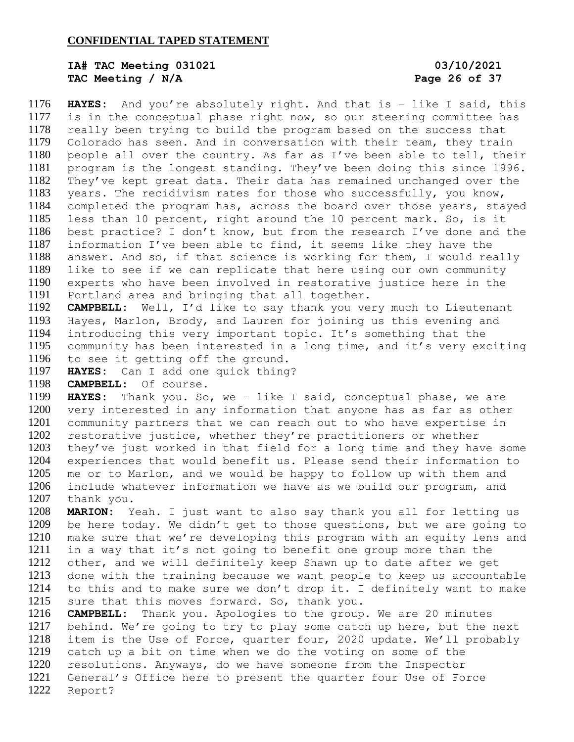**HAYES:** And you're absolutely right. And that is – like I said, this is in the conceptual phase right now, so our steering committee has really been trying to build the program based on the success that Colorado has seen. And in conversation with their team, they train people all over the country. As far as I've been able to tell, their program is the longest standing. They've been doing this since 1996. They've kept great data. Their data has remained unchanged over the years. The recidivism rates for those who successfully, you know, completed the program has, across the board over those years, stayed less than 10 percent, right around the 10 percent mark. So, is it best practice? I don't know, but from the research I've done and the information I've been able to find, it seems like they have the answer. And so, if that science is working for them, I would really like to see if we can replicate that here using our own community experts who have been involved in restorative justice here in the Portland area and bringing that all together.

**CAMPBELL:** Well, I'd like to say thank you very much to Lieutenant Hayes, Marlon, Brody, and Lauren for joining us this evening and introducing this very important topic. It's something that the community has been interested in a long time, and it's very exciting to see it getting off the ground.

**HAYES:** Can I add one quick thing?

**CAMPBELL:** Of course.

**HAYES:** Thank you. So, we – like I said, conceptual phase, we are very interested in any information that anyone has as far as other community partners that we can reach out to who have expertise in restorative justice, whether they're practitioners or whether they've just worked in that field for a long time and they have some experiences that would benefit us. Please send their information to me or to Marlon, and we would be happy to follow up with them and include whatever information we have as we build our program, and thank you.

**MARION:** Yeah. I just want to also say thank you all for letting us be here today. We didn't get to those questions, but we are going to make sure that we're developing this program with an equity lens and in a way that it's not going to benefit one group more than the other, and we will definitely keep Shawn up to date after we get done with the training because we want people to keep us accountable to this and to make sure we don't drop it. I definitely want to make sure that this moves forward. So, thank you.

**CAMPBELL:** Thank you. Apologies to the group. We are 20 minutes behind. We're going to try to play some catch up here, but the next item is the Use of Force, quarter four, 2020 update. We'll probably catch up a bit on time when we do the voting on some of the resolutions. Anyways, do we have someone from the Inspector General's Office here to present the quarter four Use of Force Report?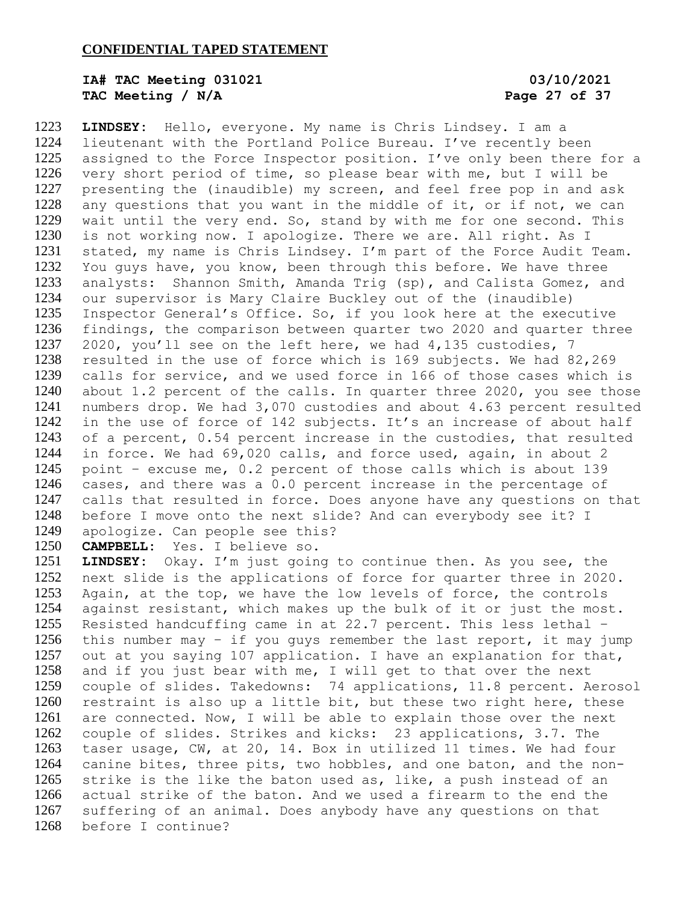LINDSEY: Hello, everyone. My name is Chris Lindsey. I am a lieutenant with the Portland Police Bureau. I've recently been assigned to the Force Inspector position. I've only been there for a very short period of time, so please bear with me, but I will be presenting the (inaudible) my screen, and feel free pop in and ask any questions that you want in the middle of it, or if not, we can wait until the very end. So, stand by with me for one second. This is not working now. I apologize. There we are. All right. As I stated, my name is Chris Lindsey. I'm part of the Force Audit Team. You guys have, you know, been through this before. We have three analysts: Shannon Smith, Amanda Trig (sp), and Calista Gomez, and our supervisor is Mary Claire Buckley out of the (inaudible) Inspector General's Office. So, if you look here at the executive findings, the comparison between quarter two 2020 and quarter three 2020, you'll see on the left here, we had 4,135 custodies, 7 resulted in the use of force which is 169 subjects. We had 82,269 calls for service, and we used force in 166 of those cases which is about 1.2 percent of the calls. In quarter three 2020, you see those numbers drop. We had 3,070 custodies and about 4.63 percent resulted in the use of force of 142 subjects. It's an increase of about half of a percent, 0.54 percent increase in the custodies, that resulted in force. We had 69,020 calls, and force used, again, in about 2 point – excuse me, 0.2 percent of those calls which is about 139 cases, and there was a 0.0 percent increase in the percentage of calls that resulted in force. Does anyone have any questions on that before I move onto the next slide? And can everybody see it? I apologize. Can people see this?

**CAMPBELL:** Yes. I believe so.

**LINDSEY:** Okay. I'm just going to continue then. As you see, the next slide is the applications of force for quarter three in 2020. Again, at the top, we have the low levels of force, the controls against resistant, which makes up the bulk of it or just the most. Resisted handcuffing came in at 22.7 percent. This less lethal – this number may – if you guys remember the last report, it may jump out at you saying 107 application. I have an explanation for that, and if you just bear with me, I will get to that over the next couple of slides. Takedowns: 74 applications, 11.8 percent. Aerosol restraint is also up a little bit, but these two right here, these are connected. Now, I will be able to explain those over the next couple of slides. Strikes and kicks: 23 applications, 3.7. The taser usage, CW, at 20, 14. Box in utilized 11 times. We had four canine bites, three pits, two hobbles, and one baton, and the non-strike is the like the baton used as, like, a push instead of an actual strike of the baton. And we used a firearm to the end the suffering of an animal. Does anybody have any questions on that before I continue?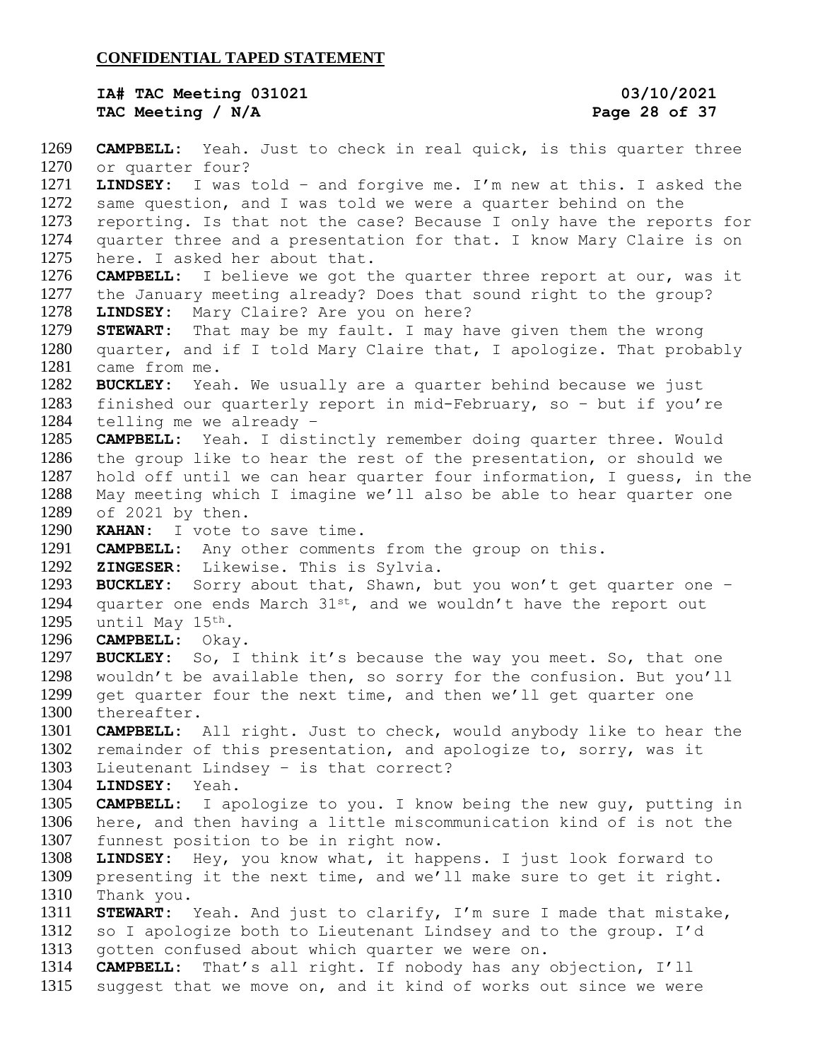**CAMPBELL:** Yeah. Just to check in real quick, is this quarter three or quarter four?

**LINDSEY:** I was told – and forgive me. I'm new at this. I asked the same question, and I was told we were a quarter behind on the reporting. Is that not the case? Because I only have the reports for quarter three and a presentation for that. I know Mary Claire is on here. I asked her about that.

**CAMPBELL:** I believe we got the quarter three report at our, was it the January meeting already? Does that sound right to the group?

**LINDSEY:** Mary Claire? Are you on here?

**STEWART:** That may be my fault. I may have given them the wrong quarter, and if I told Mary Claire that, I apologize. That probably came from me.

**BUCKLEY:** Yeah. We usually are a quarter behind because we just finished our quarterly report in mid-February, so – but if you're telling me we already –

**CAMPBELL:** Yeah. I distinctly remember doing quarter three. Would the group like to hear the rest of the presentation, or should we hold off until we can hear quarter four information, I guess, in the May meeting which I imagine we'll also be able to hear quarter one of 2021 by then.

**KAHAN:** I vote to save time.

**CAMPBELL:** Any other comments from the group on this.

**ZINGESER:** Likewise. This is Sylvia.

**BUCKLEY:** Sorry about that, Shawn, but you won't get quarter one – quarter one ends March 31st, and we wouldn't have the report out until May 15th.

**CAMPBELL:** Okay.

**BUCKLEY:** So, I think it's because the way you meet. So, that one wouldn't be available then, so sorry for the confusion. But you'll get quarter four the next time, and then we'll get quarter one thereafter.

**CAMPBELL:** All right. Just to check, would anybody like to hear the remainder of this presentation, and apologize to, sorry, was it Lieutenant Lindsey – is that correct?

**LINDSEY:** Yeah.

**CAMPBELL:** I apologize to you. I know being the new guy, putting in here, and then having a little miscommunication kind of is not the funnest position to be in right now.

**LINDSEY:** Hey, you know what, it happens. I just look forward to presenting it the next time, and we'll make sure to get it right. Thank you.

**STEWART:** Yeah. And just to clarify, I'm sure I made that mistake, so I apologize both to Lieutenant Lindsey and to the group. I'd gotten confused about which quarter we were on.

**CAMPBELL:** That's all right. If nobody has any objection, I'll suggest that we move on, and it kind of works out since we were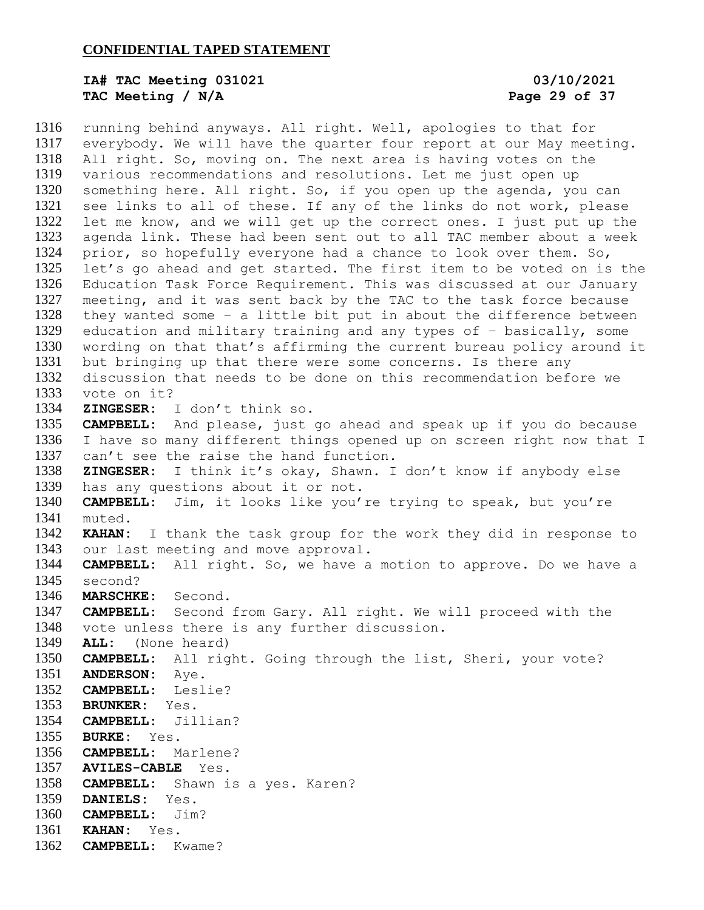running behind anyways. All right. Well, apologies to that for everybody. We will have the quarter four report at our May meeting. All right. So, moving on. The next area is having votes on the various recommendations and resolutions. Let me just open up something here. All right. So, if you open up the agenda, you can see links to all of these. If any of the links do not work, please let me know, and we will get up the correct ones. I just put up the agenda link. These had been sent out to all TAC member about a week prior, so hopefully everyone had a chance to look over them. So, let's go ahead and get started. The first item to be voted on is the Education Task Force Requirement. This was discussed at our January meeting, and it was sent back by the TAC to the task force because they wanted some – a little bit put in about the difference between education and military training and any types of – basically, some wording on that that's affirming the current bureau policy around it but bringing up that there were some concerns. Is there any discussion that needs to be done on this recommendation before we vote on it?

**ZINGESER:** I don't think so.

**CAMPBELL:** And please, just go ahead and speak up if you do because I have so many different things opened up on screen right now that I can't see the raise the hand function.

**ZINGESER:** I think it's okay, Shawn. I don't know if anybody else has any questions about it or not.

**CAMPBELL:** Jim, it looks like you're trying to speak, but you're muted.

**KAHAN:** I thank the task group for the work they did in response to our last meeting and move approval.

**CAMPBELL:** All right. So, we have a motion to approve. Do we have a second?

**MARSCHKE:** Second.

**CAMPBELL:** Second from Gary. All right. We will proceed with the vote unless there is any further discussion.

**ALL:** (None heard)

**CAMPBELL:** All right. Going through the list, Sheri, your vote?

**ANDERSON:** Aye.

**CAMPBELL:** Leslie?

**BRUNKER:** Yes.

**CAMPBELL:** Jillian?

**BURKE:** Yes.

**CAMPBELL:** Marlene?

**AVILES-CABLE** Yes.

**CAMPBELL:** Shawn is a yes. Karen?

**DANIELS:** Yes.

**CAMPBELL:** Jim?

**KAHAN:** Yes.

**CAMPBELL:** Kwame?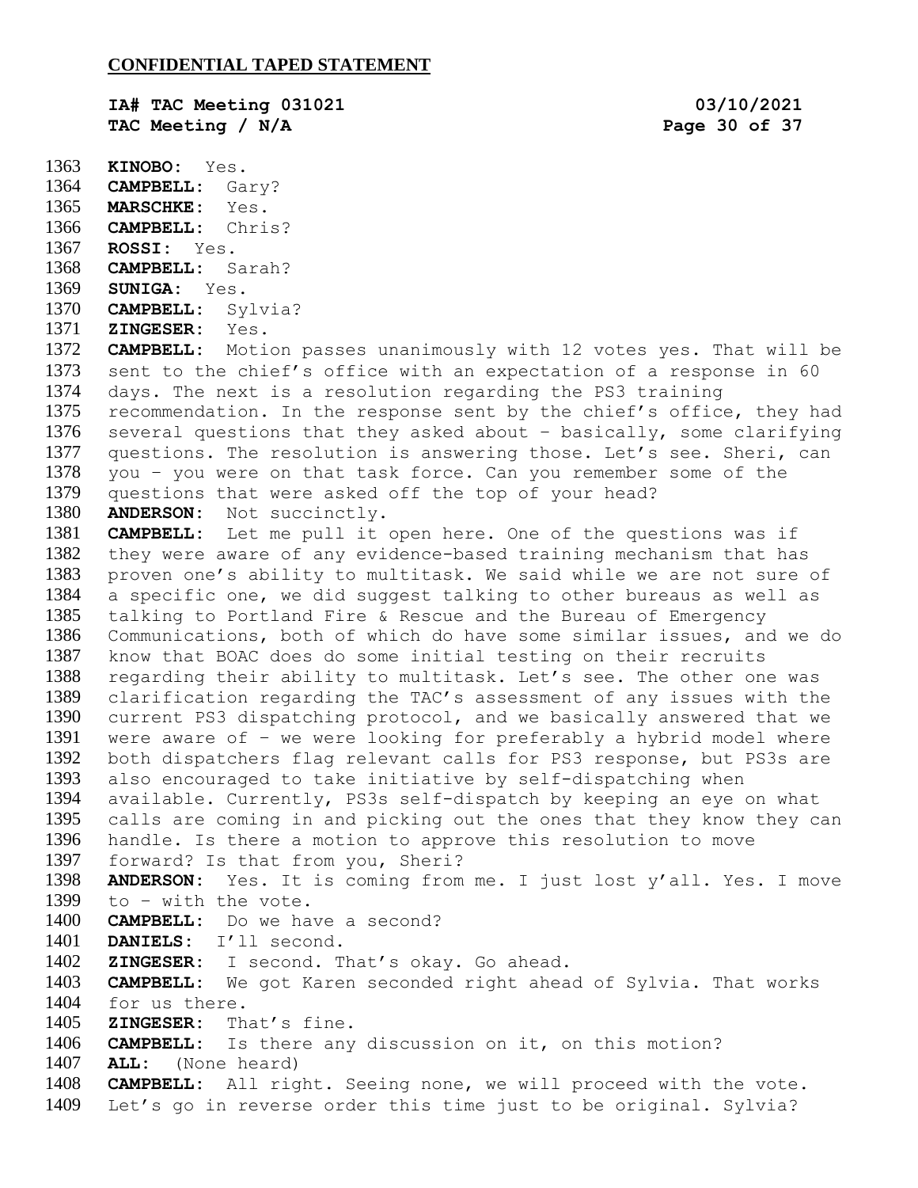**CONFIDENTIAL TAPED STATEMENT**

**IA# TAC Meeting 031021** 03/10/2021
**TAC Meeting / N/A**

1363 **KINOBO:** Yes.
1364 **CAMPBELL:** Gary?
1365 **MARSCHKE:** Yes.
1366 **CAMPBELL:** Chris?
1367 **ROSSI:** Yes.
1368 **CAMPBELL:** Sarah?
1369 **SUNIGA:** Yes.
1370 **CAMPBELL:** Sylvia?
1371 **ZINGESER:** Yes.
1372 **CAMPBELL:** Motion passes unanimously with 12 votes yes. That will be
1373 sent to the chief's office with an expectation of a response in 60
1374 days. The next is a resolution regarding the PS3 training
1375 recommendation. In the response sent by the chief's office, they had
1376 several questions that they asked about – basically, some clarifying
1377 questions. The resolution is answering those. Let's see. Sheri, can
1378 you – you were on that task force. Can you remember some of the
1379 questions that were asked off the top of your head?
1380 **ANDERSON:** Not succinctly.
1381 **CAMPBELL:** Let me pull it open here. One of the questions was if
1382 they were aware of any evidence-based training mechanism that has
1383 proven one's ability to multitask. We said while we are not sure of
1384 a specific one, we did suggest talking to other bureaus as well as
1385 talking to Portland Fire & Rescue and the Bureau of Emergency
1386 Communications, both of which do have some similar issues, and we do
1387 know that BOAC does do some initial testing on their recruits
1388 regarding their ability to multitask. Let's see. The other one was
1389 clarification regarding the TAC's assessment of any issues with the
1390 current PS3 dispatching protocol, and we basically answered that we
1391 were aware of – we were looking for preferably a hybrid model where
1392 both dispatchers flag relevant calls for PS3 response, but PS3s are
1393 also encouraged to take initiative by self-dispatching when
1394 available. Currently, PS3s self-dispatch by keeping an eye on what
1395 calls are coming in and picking out the ones that they know they can
1396 handle. Is there a motion to approve this resolution to move
1397 forward? Is that from you, Sheri?
1398 **ANDERSON:** Yes. It is coming from me. I just lost y'all. Yes. I move
1399 to – with the vote.
1400 **CAMPBELL:** Do we have a second?
1401 **DANIELS:** I'll second.
1402 **ZINGESER:** I second. That's okay. Go ahead.
1403 **CAMPBELL:** We got Karen seconded right ahead of Sylvia. That works
1404 for us there.
1405 **ZINGESER:** That's fine.
1406 **CAMPBELL:** Is there any discussion on it, on this motion?
1407 **ALL:** (None heard)
1408 **CAMPBELL:** All right. Seeing none, we will proceed with the vote.
1409 Let's go in reverse order this time just to be original. Sylvia?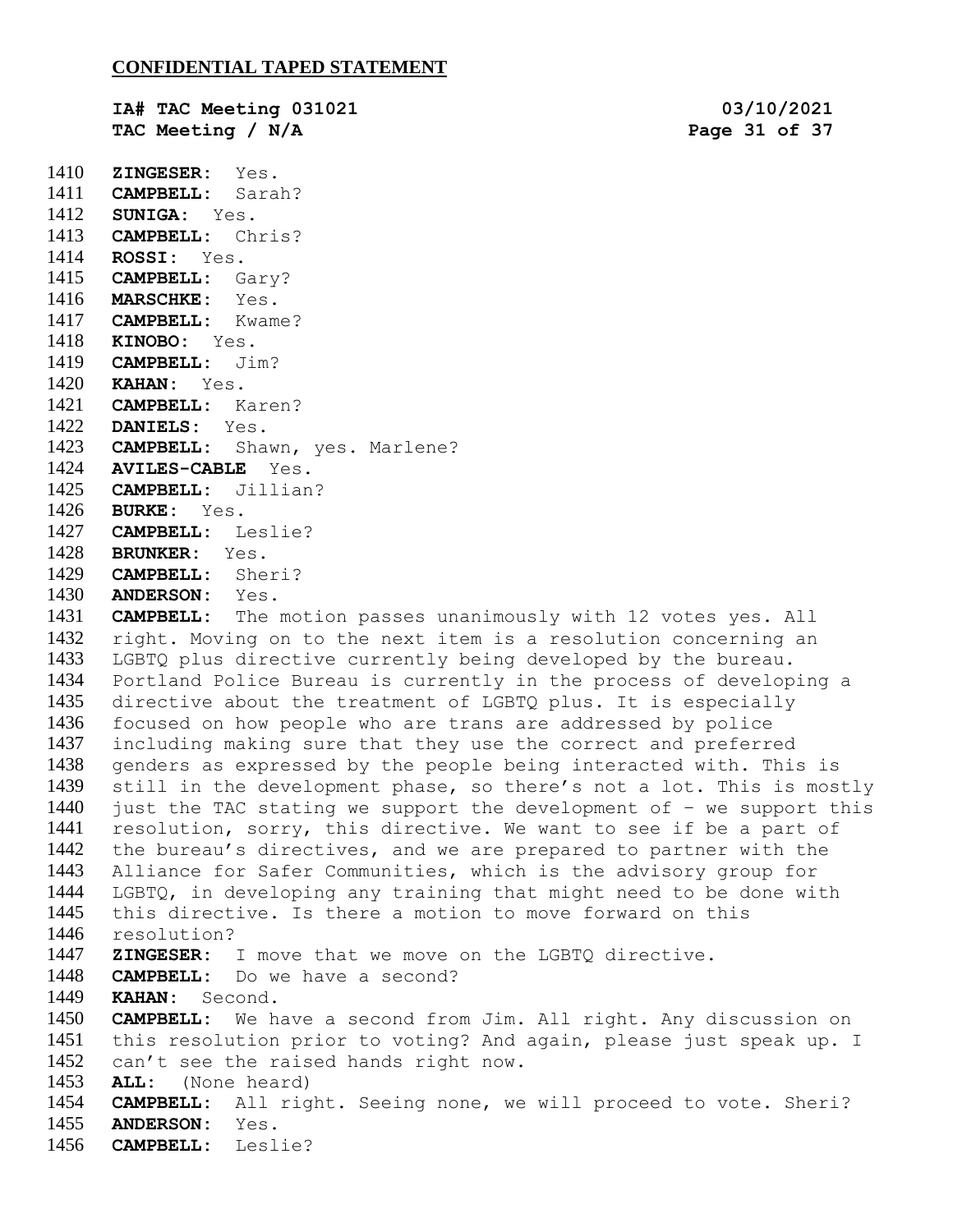**CONFIDENTIAL TAPED STATEMENT**

**IA# TAC Meeting 031021** **03/10/2021**
**TAC Meeting / N/A**

1410 **ZINGESER**: Yes.
1411 **CAMPBELL**: Sarah?
1412 **SUNIGA**: Yes.
1413 **CAMPBELL**: Chris?
1414 **ROSSI**: Yes.
1415 **CAMPBELL**: Gary?
1416 **MARSCHKE**: Yes.
1417 **CAMPBELL**: Kwame?
1418 **KINOBO**: Yes.
1419 **CAMPBELL**: Jim?
1420 **KAHAN**: Yes.
1421 **CAMPBELL**: Karen?
1422 **DANIELS**: Yes.
1423 **CAMPBELL**: Shawn, yes. Marlene?
1424 **AVILES-CABLE** Yes.
1425 **CAMPBELL**: Jillian?
1426 **BURKE**: Yes.
1427 **CAMPBELL**: Leslie?
1428 **BRUNKER**: Yes.
1429 **CAMPBELL**: Sheri?
1430 **ANDERSON**: Yes.
1431 **CAMPBELL**: The motion passes unanimously with 12 votes yes. All
1432 right. Moving on to the next item is a resolution concerning an
1433 LGBTQ plus directive currently being developed by the bureau.
1434 Portland Police Bureau is currently in the process of developing a
1435 directive about the treatment of LGBTQ plus. It is especially
1436 focused on how people who are trans are addressed by police
1437 including making sure that they use the correct and preferred
1438 genders as expressed by the people being interacted with. This is
1439 still in the development phase, so there's not a lot. This is mostly
1440 just the TAC stating we support the development of – we support this
1441 resolution, sorry, this directive. We want to see if be a part of
1442 the bureau's directives, and we are prepared to partner with the
1443 Alliance for Safer Communities, which is the advisory group for
1444 LGBTQ, in developing any training that might need to be done with
1445 this directive. Is there a motion to move forward on this
1446 resolution?
1447 **ZINGESER**: I move that we move on the LGBTQ directive.
1448 **CAMPBELL**: Do we have a second?
1449 **KAHAN**: Second.
1450 **CAMPBELL**: We have a second from Jim. All right. Any discussion on
1451 this resolution prior to voting? And again, please just speak up. I
1452 can't see the raised hands right now.
1453 **ALL**: (None heard)
1454 **CAMPBELL**: All right. Seeing none, we will proceed to vote. Sheri?
1455 **ANDERSON**: Yes.
1456 **CAMPBELL**: Leslie?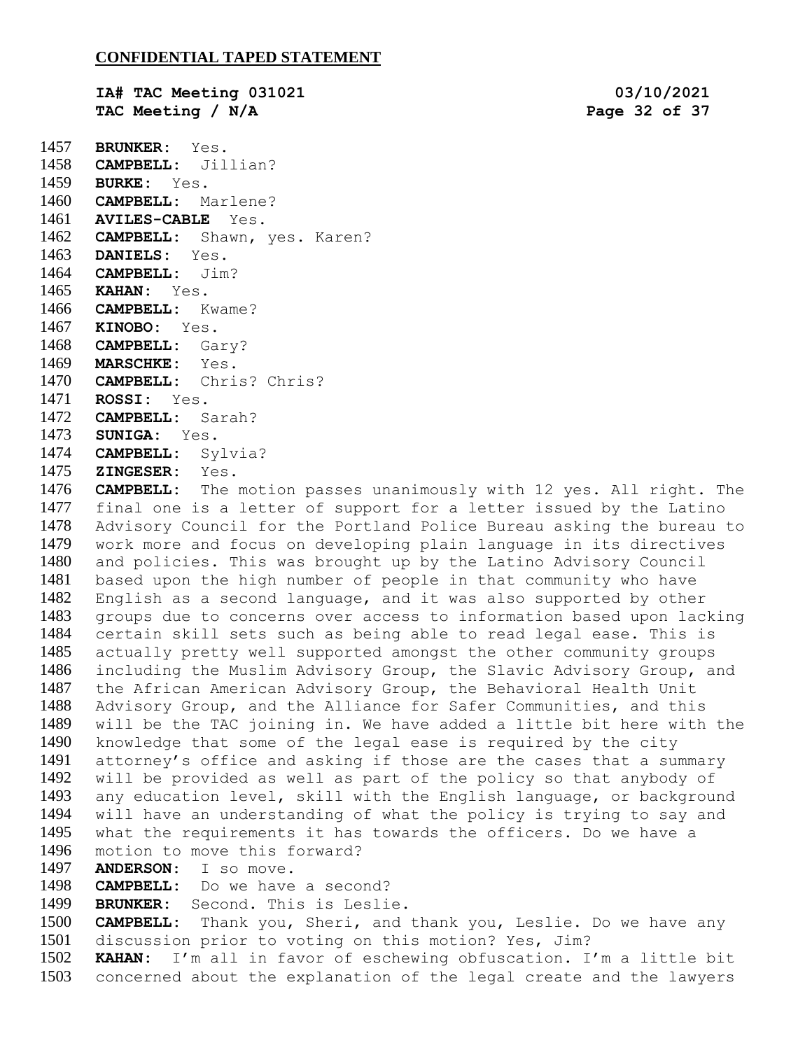1457 **BRUNKER:** Yes.
1458 **CAMPBELL:** Jillian?
1459 **BURKE:** Yes.
1460 **CAMPBELL:** Marlene?
1461 **AVILES-CABLE** Yes.
1462 **CAMPBELL:** Shawn, yes. Karen?
1463 **DANIELS:** Yes.
1464 **CAMPBELL:** Jim?
1465 **KAHAN:** Yes.
1466 **CAMPBELL:** Kwame?
1467 **KINOBO:** Yes.
1468 **CAMPBELL:** Gary?
1469 **MARSCHKE:** Yes.
1470 **CAMPBELL:** Chris? Chris?
1471 **ROSSI:** Yes.
1472 **CAMPBELL:** Sarah?
1473 **SUNIGA:** Yes.
1474 **CAMPBELL:** Sylvia?
1475 **ZINGESER:** Yes.
1476 **CAMPBELL:** The motion passes unanimously with 12 yes. All right. The
1477 final one is a letter of support for a letter issued by the Latino
1478 Advisory Council for the Portland Police Bureau asking the bureau to
1479 work more and focus on developing plain language in its directives
1480 and policies. This was brought up by the Latino Advisory Council
1481 based upon the high number of people in that community who have
1482 English as a second language, and it was also supported by other
1483 groups due to concerns over access to information based upon lacking
1484 certain skill sets such as being able to read legal ease. This is
1485 actually pretty well supported amongst the other community groups
1486 including the Muslim Advisory Group, the Slavic Advisory Group, and
1487 the African American Advisory Group, the Behavioral Health Unit
1488 Advisory Group, and the Alliance for Safer Communities, and this
1489 will be the TAC joining in. We have added a little bit here with the
1490 knowledge that some of the legal ease is required by the city
1491 attorney's office and asking if those are the cases that a summary
1492 will be provided as well as part of the policy so that anybody of
1493 any education level, skill with the English language, or background
1494 will have an understanding of what the policy is trying to say and
1495 what the requirements it has towards the officers. Do we have a
1496 motion to move this forward?
1497 **ANDERSON:** I so move.
1498 **CAMPBELL:** Do we have a second?
1499 **BRUNKER:** Second. This is Leslie.
1500 **CAMPBELL:** Thank you, Sheri, and thank you, Leslie. Do we have any
1501 discussion prior to voting on this motion? Yes, Jim?
1502 **KAHAN:** I'm all in favor of eschewing obfuscation. I'm a little bit
1503 concerned about the explanation of the legal create and the lawyers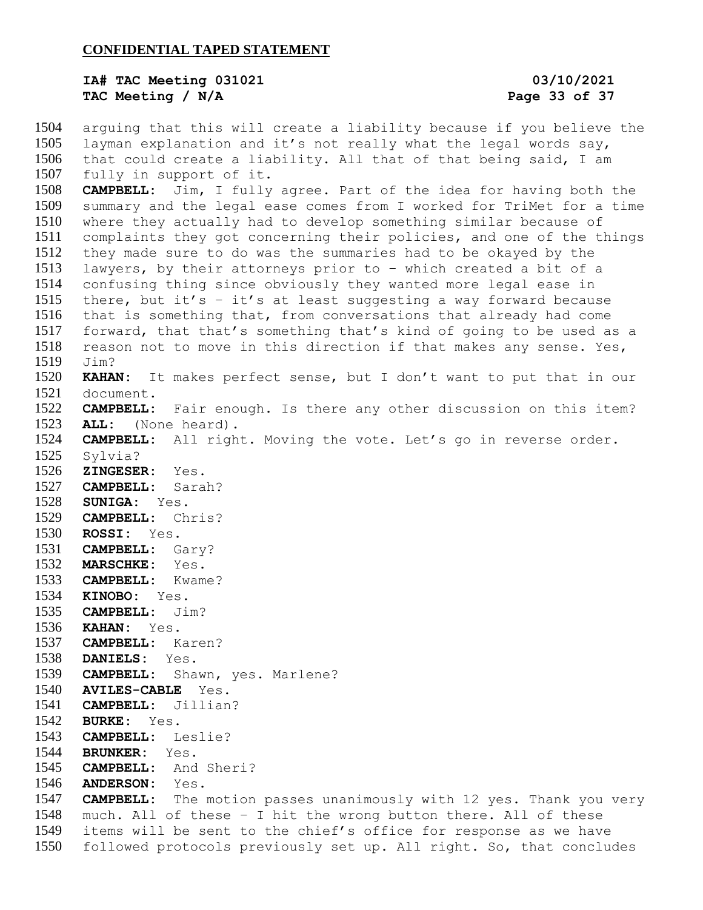arguing that this will create a liability because if you believe the layman explanation and it's not really what the legal words say, that could create a liability. All that of that being said, I am fully in support of it.

**CAMPBELL:** Jim, I fully agree. Part of the idea for having both the summary and the legal ease comes from I worked for TriMet for a time where they actually had to develop something similar because of complaints they got concerning their policies, and one of the things they made sure to do was the summaries had to be okayed by the lawyers, by their attorneys prior to – which created a bit of a confusing thing since obviously they wanted more legal ease in there, but it's – it's at least suggesting a way forward because that is something that, from conversations that already had come forward, that that's something that's kind of going to be used as a reason not to move in this direction if that makes any sense. Yes, Jim?

**KAHAN:** It makes perfect sense, but I don't want to put that in our document.

**CAMPBELL:** Fair enough. Is there any other discussion on this item?

**ALL:** (None heard).

**CAMPBELL:** All right. Moving the vote. Let's go in reverse order. Sylvia?

**ZINGESER:** Yes.

**CAMPBELL:** Sarah?

**SUNIGA:** Yes.

**CAMPBELL:** Chris?

**ROSSI:** Yes.

**CAMPBELL:** Gary?

**MARSCHKE:** Yes.

**CAMPBELL:** Kwame?

**KINOBO:** Yes.

**CAMPBELL:** Jim?

**KAHAN:** Yes.

**CAMPBELL:** Karen?

**DANIELS:** Yes.

**CAMPBELL:** Shawn, yes. Marlene?

**AVILES-CABLE** Yes.

**CAMPBELL:** Jillian?

**BURKE:** Yes.

**CAMPBELL:** Leslie?

**BRUNKER:** Yes.

**CAMPBELL:** And Sheri?

**ANDERSON:** Yes.

**CAMPBELL:** The motion passes unanimously with 12 yes. Thank you very much. All of these – I hit the wrong button there. All of these items will be sent to the chief's office for response as we have followed protocols previously set up. All right. So, that concludes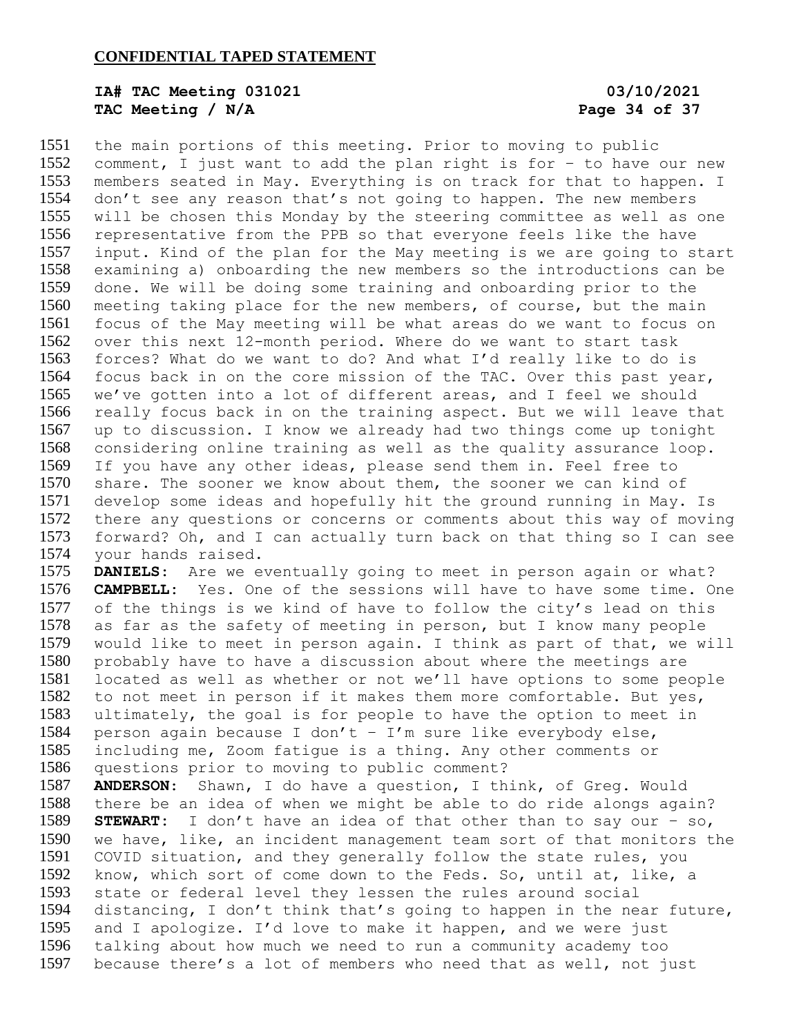the main portions of this meeting. Prior to moving to public comment, I just want to add the plan right is for – to have our new members seated in May. Everything is on track for that to happen. I don't see any reason that's not going to happen. The new members will be chosen this Monday by the steering committee as well as one representative from the PPB so that everyone feels like the have input. Kind of the plan for the May meeting is we are going to start examining a) onboarding the new members so the introductions can be done. We will be doing some training and onboarding prior to the meeting taking place for the new members, of course, but the main focus of the May meeting will be what areas do we want to focus on over this next 12-month period. Where do we want to start task forces? What do we want to do? And what I'd really like to do is focus back in on the core mission of the TAC. Over this past year, we've gotten into a lot of different areas, and I feel we should really focus back in on the training aspect. But we will leave that up to discussion. I know we already had two things come up tonight considering online training as well as the quality assurance loop. If you have any other ideas, please send them in. Feel free to share. The sooner we know about them, the sooner we can kind of develop some ideas and hopefully hit the ground running in May. Is there any questions or concerns or comments about this way of moving forward? Oh, and I can actually turn back on that thing so I can see your hands raised.

**DANIELS:** Are we eventually going to meet in person again or what?

**CAMPBELL:** Yes. One of the sessions will have to have some time. One of the things is we kind of have to follow the city's lead on this as far as the safety of meeting in person, but I know many people would like to meet in person again. I think as part of that, we will probably have to have a discussion about where the meetings are located as well as whether or not we'll have options to some people to not meet in person if it makes them more comfortable. But yes, ultimately, the goal is for people to have the option to meet in person again because I don't – I'm sure like everybody else, including me, Zoom fatigue is a thing. Any other comments or questions prior to moving to public comment?

**ANDERSON:** Shawn, I do have a question, I think, of Greg. Would there be an idea of when we might be able to do ride alongs again?

**STEWART:** I don't have an idea of that other than to say our – so, we have, like, an incident management team sort of that monitors the COVID situation, and they generally follow the state rules, you know, which sort of come down to the Feds. So, until at, like, a state or federal level they lessen the rules around social distancing, I don't think that's going to happen in the near future, and I apologize. I'd love to make it happen, and we were just talking about how much we need to run a community academy too because there's a lot of members who need that as well, not just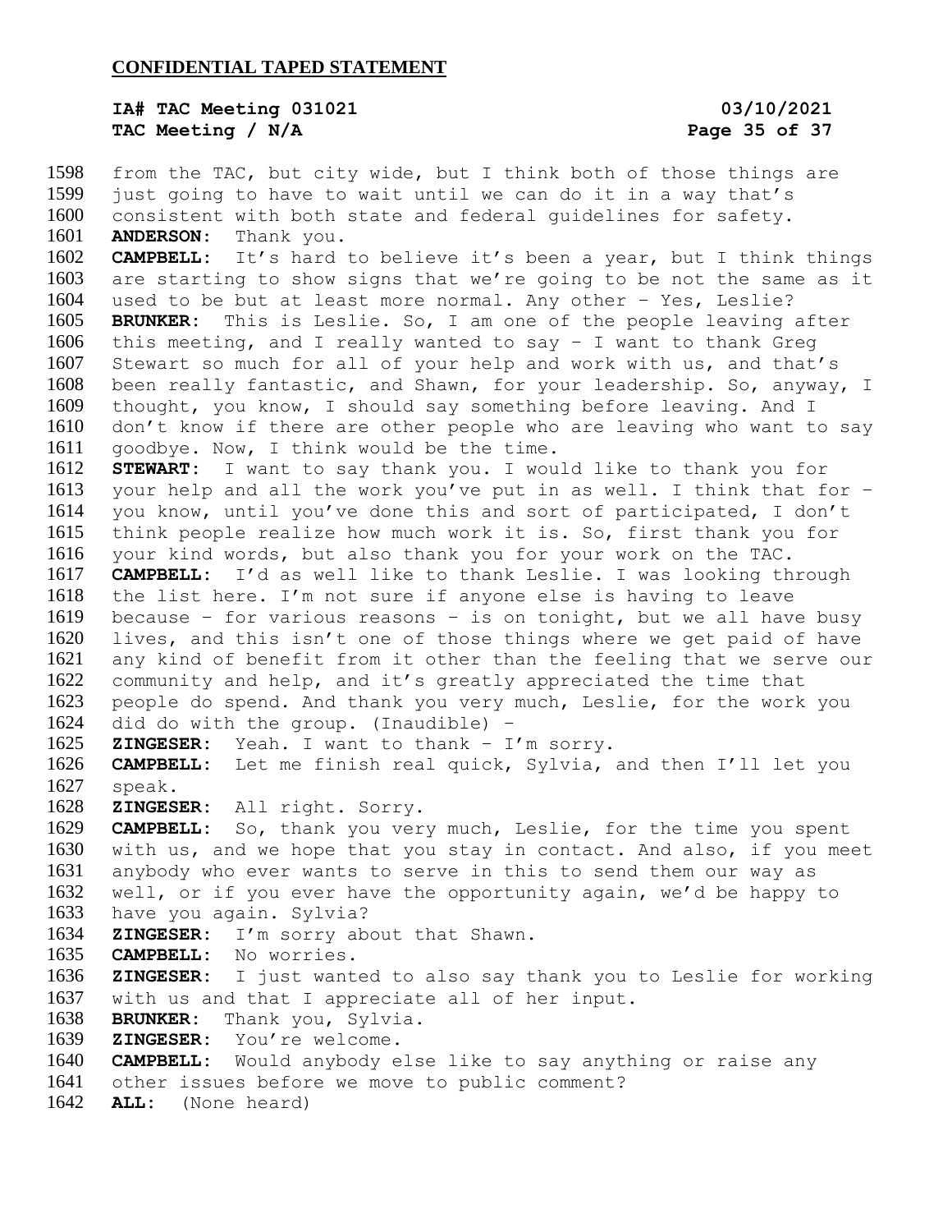from the TAC, but city wide, but I think both of those things are just going to have to wait until we can do it in a way that's consistent with both state and federal guidelines for safety.

**ANDERSON:** Thank you.

**CAMPBELL:** It's hard to believe it's been a year, but I think things are starting to show signs that we're going to be not the same as it used to be but at least more normal. Any other – Yes, Leslie?

**BRUNKER:** This is Leslie. So, I am one of the people leaving after this meeting, and I really wanted to say – I want to thank Greg Stewart so much for all of your help and work with us, and that's been really fantastic, and Shawn, for your leadership. So, anyway, I thought, you know, I should say something before leaving. And I don't know if there are other people who are leaving who want to say goodbye. Now, I think would be the time.

**STEWART:** I want to say thank you. I would like to thank you for your help and all the work you've put in as well. I think that for – you know, until you've done this and sort of participated, I don't think people realize how much work it is. So, first thank you for your kind words, but also thank you for your work on the TAC.

**CAMPBELL:** I'd as well like to thank Leslie. I was looking through the list here. I'm not sure if anyone else is having to leave because – for various reasons – is on tonight, but we all have busy lives, and this isn't one of those things where we get paid of have any kind of benefit from it other than the feeling that we serve our community and help, and it's greatly appreciated the time that people do spend. And thank you very much, Leslie, for the work you did do with the group. (Inaudible) –

**ZINGESER:** Yeah. I want to thank – I'm sorry.

**CAMPBELL:** Let me finish real quick, Sylvia, and then I'll let you speak.

**ZINGESER:** All right. Sorry.

**CAMPBELL:** So, thank you very much, Leslie, for the time you spent with us, and we hope that you stay in contact. And also, if you meet anybody who ever wants to serve in this to send them our way as well, or if you ever have the opportunity again, we'd be happy to have you again. Sylvia?

**ZINGESER:** I'm sorry about that Shawn.

**CAMPBELL:** No worries.

**ZINGESER:** I just wanted to also say thank you to Leslie for working with us and that I appreciate all of her input.

**BRUNKER:** Thank you, Sylvia.

**ZINGESER:** You're welcome.

**CAMPBELL:** Would anybody else like to say anything or raise any other issues before we move to public comment?

**ALL:** (None heard)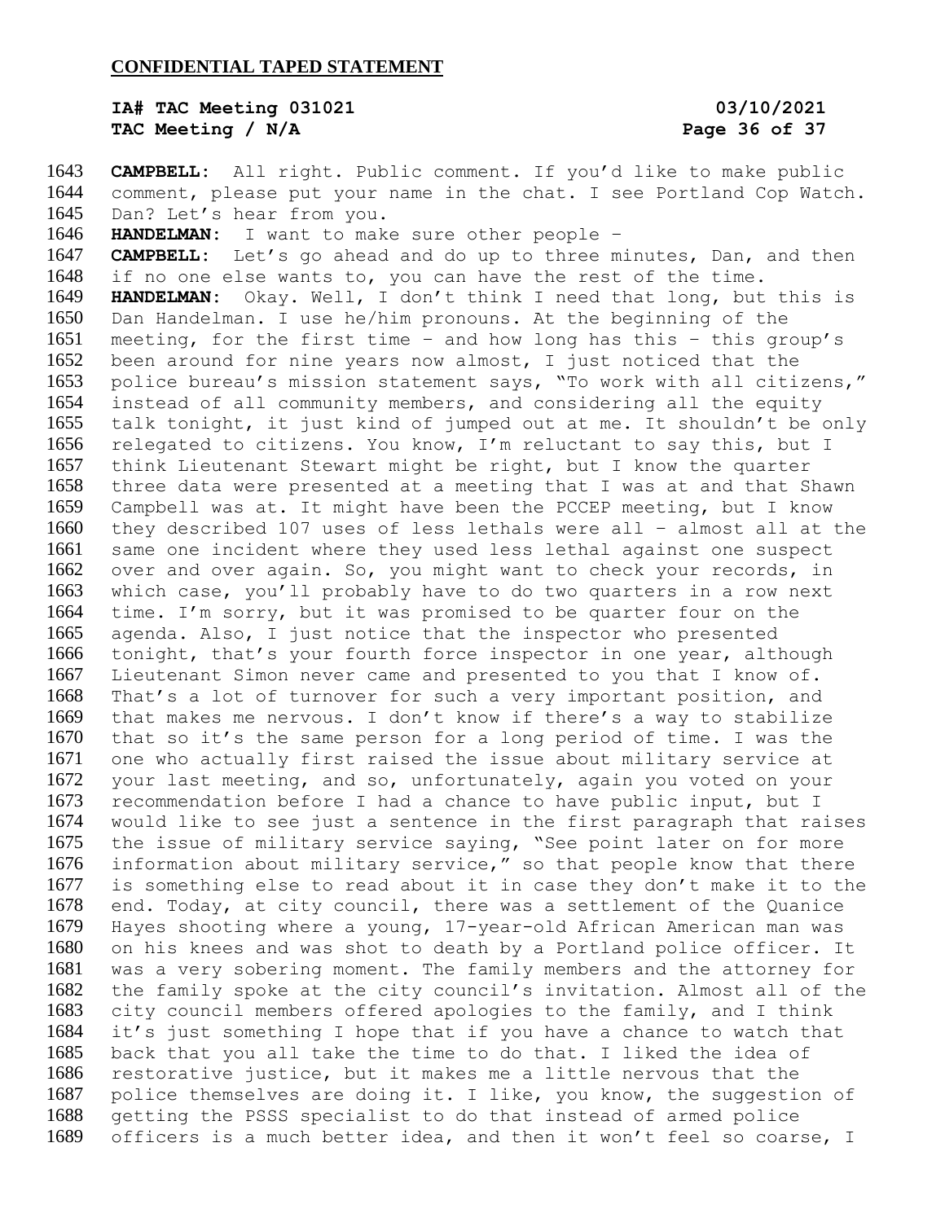**CONFIDENTIAL TAPED STATEMENT**

**IA# TAC Meeting 031021** **03/10/2021**
**TAC Meeting / N/A**

1643 **CAMPBELL**: All right. Public comment. If you'd like to make public
1644 comment, please put your name in the chat. I see Portland Cop Watch.
1645 Dan? Let's hear from you.
1646 **HANDELMAN**: I want to make sure other people –
1647 **CAMPBELL**: Let's go ahead and do up to three minutes, Dan, and then
1648 if no one else wants to, you can have the rest of the time.
1649 **HANDELMAN**: Okay. Well, I don't think I need that long, but this is
1650 Dan Handelman. I use he/him pronouns. At the beginning of the
1651 meeting, for the first time – and how long has this – this group's
1652 been around for nine years now almost, I just noticed that the
1653 police bureau's mission statement says, "To work with all citizens,"
1654 instead of all community members, and considering all the equity
1655 talk tonight, it just kind of jumped out at me. It shouldn't be only
1656 relegated to citizens. You know, I'm reluctant to say this, but I
1657 think Lieutenant Stewart might be right, but I know the quarter
1658 three data were presented at a meeting that I was at and that Shawn
1659 Campbell was at. It might have been the PCCEP meeting, but I know
1660 they described 107 uses of less lethals were all – almost all at the
1661 same one incident where they used less lethal against one suspect
1662 over and over again. So, you might want to check your records, in
1663 which case, you'll probably have to do two quarters in a row next
1664 time. I'm sorry, but it was promised to be quarter four on the
1665 agenda. Also, I just notice that the inspector who presented
1666 tonight, that's your fourth force inspector in one year, although
1667 Lieutenant Simon never came and presented to you that I know of.
1668 That's a lot of turnover for such a very important position, and
1669 that makes me nervous. I don't know if there's a way to stabilize
1670 that so it's the same person for a long period of time. I was the
1671 one who actually first raised the issue about military service at
1672 your last meeting, and so, unfortunately, again you voted on your
1673 recommendation before I had a chance to have public input, but I
1674 would like to see just a sentence in the first paragraph that raises
1675 the issue of military service saying, "See point later on for more
1676 information about military service," so that people know that there
1677 is something else to read about it in case they don't make it to the
1678 end. Today, at city council, there was a settlement of the Quanice
1679 Hayes shooting where a young, 17-year-old African American man was
1680 on his knees and was shot to death by a Portland police officer. It
1681 was a very sobering moment. The family members and the attorney for
1682 the family spoke at the city council's invitation. Almost all of the
1683 city council members offered apologies to the family, and I think
1684 it's just something I hope that if you have a chance to watch that
1685 back that you all take the time to do that. I liked the idea of
1686 restorative justice, but it makes me a little nervous that the
1687 police themselves are doing it. I like, you know, the suggestion of
1688 getting the PSSS specialist to do that instead of armed police
1689 officers is a much better idea, and then it won't feel so coarse, I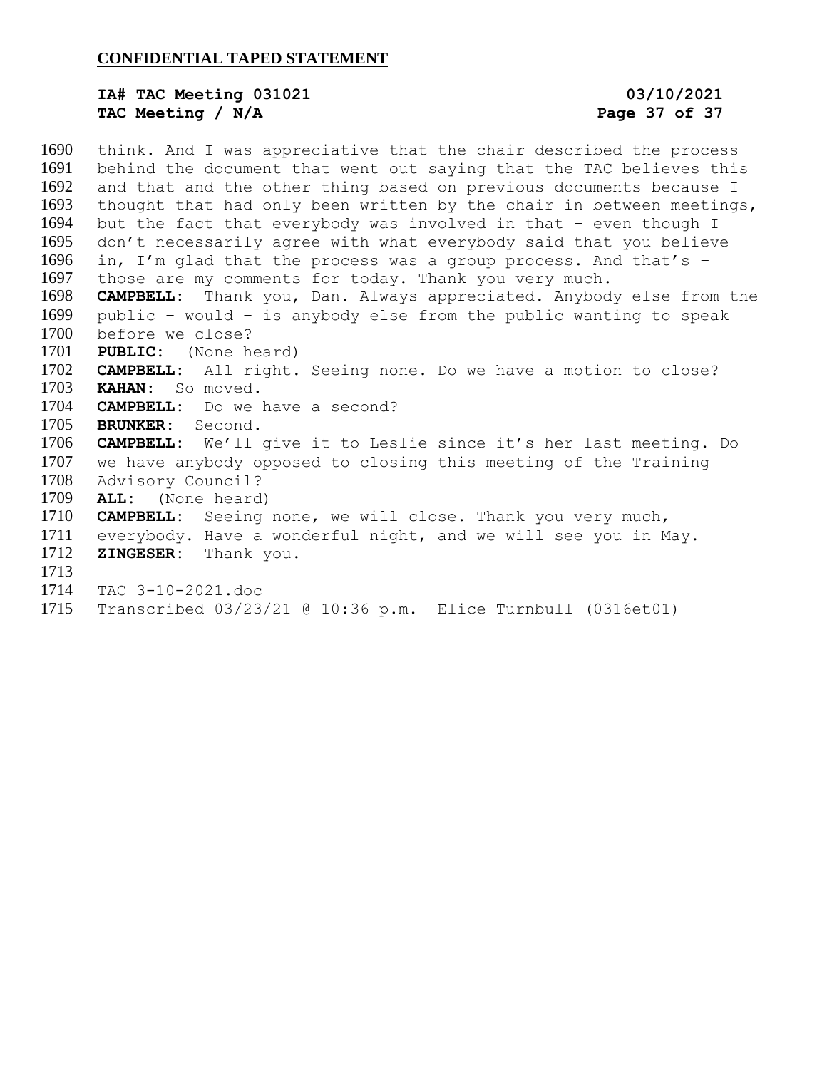think. And I was appreciative that the chair described the process behind the document that went out saying that the TAC believes this and that and the other thing based on previous documents because I thought that had only been written by the chair in between meetings, but the fact that everybody was involved in that – even though I don't necessarily agree with what everybody said that you believe in, I'm glad that the process was a group process. And that's – those are my comments for today. Thank you very much.

**CAMPBELL:** Thank you, Dan. Always appreciated. Anybody else from the public – would – is anybody else from the public wanting to speak before we close?

**PUBLIC:** (None heard)

**CAMPBELL:** All right. Seeing none. Do we have a motion to close?

**KAHAN:** So moved.

**CAMPBELL:** Do we have a second?

**BRUNKER:** Second.

**CAMPBELL:** We'll give it to Leslie since it's her last meeting. Do we have anybody opposed to closing this meeting of the Training Advisory Council?

**ALL:** (None heard)

**CAMPBELL:** Seeing none, we will close. Thank you very much, everybody. Have a wonderful night, and we will see you in May.

**ZINGESER:** Thank you.

TAC 3-10-2021.doc

Transcribed 03/23/21 @ 10:36 p.m. Elice Turnbull (0316et01)